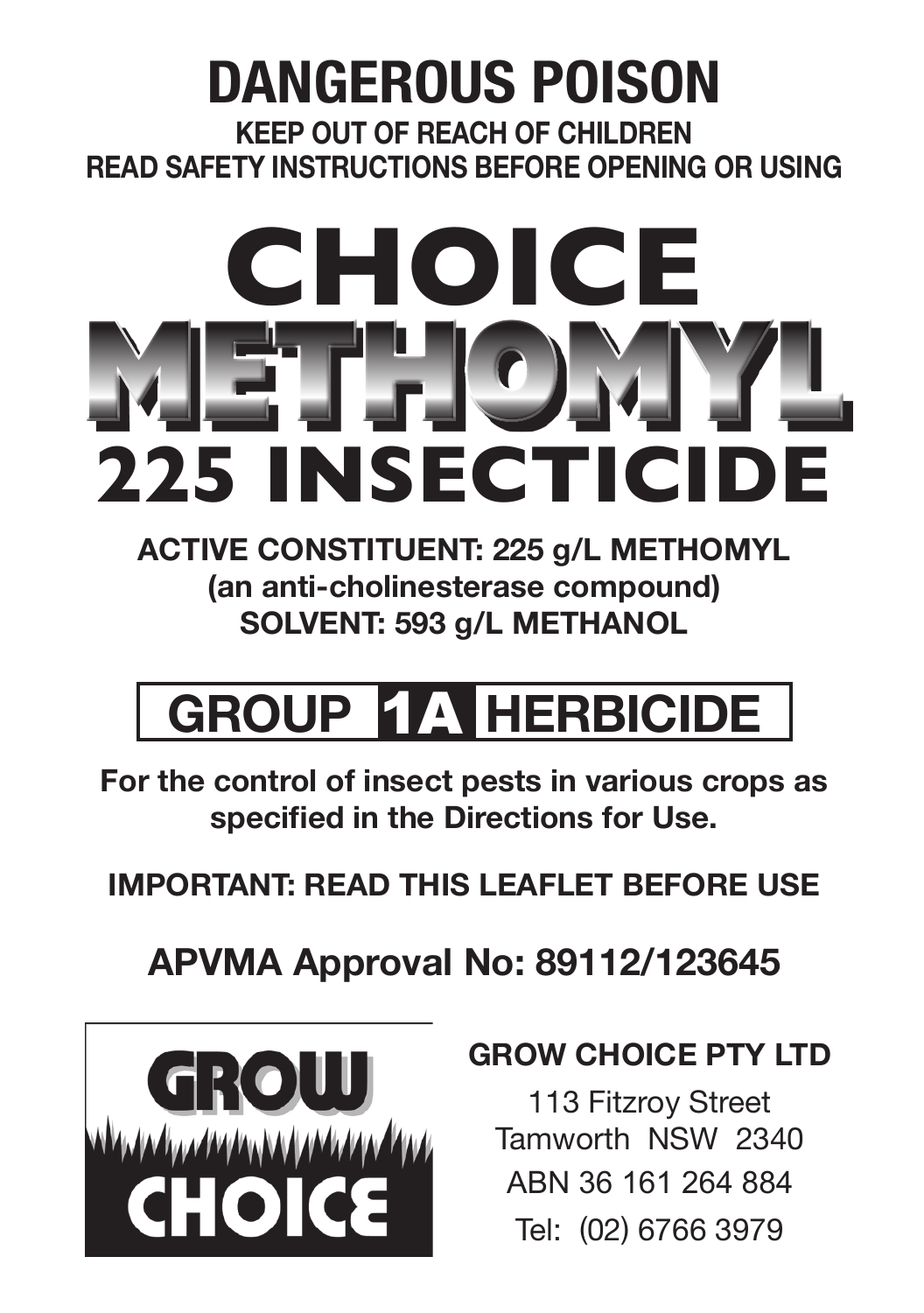# DANGEROUS POISON

**KEEP OUT OF REACH OF CHILDREN**

**READ SAFETY INSTRUCTIONS BEFORE OPENING OR USING**

# CHOICE METHOMYL 225 INSECTICIDE

**ACTIVE CONSTITUENT: 225 g/L METHOMYL**
**(an anti-cholinesterase compound)**
**SOLVENT: 593 g/L METHANOL**

## GROUP 1A HERBICIDE

**For the control of insect pests in various crops as specified in the Directions for Use.**

**IMPORTANT: READ THIS LEAFLET BEFORE USE**

## APVMA Approval No: 89112/123645

GROW CHOICE

**GROW CHOICE PTY LTD**

113 Fitzroy Street
Tamworth NSW 2340
ABN 36 161 264 884
Tel: (02) 6766 3979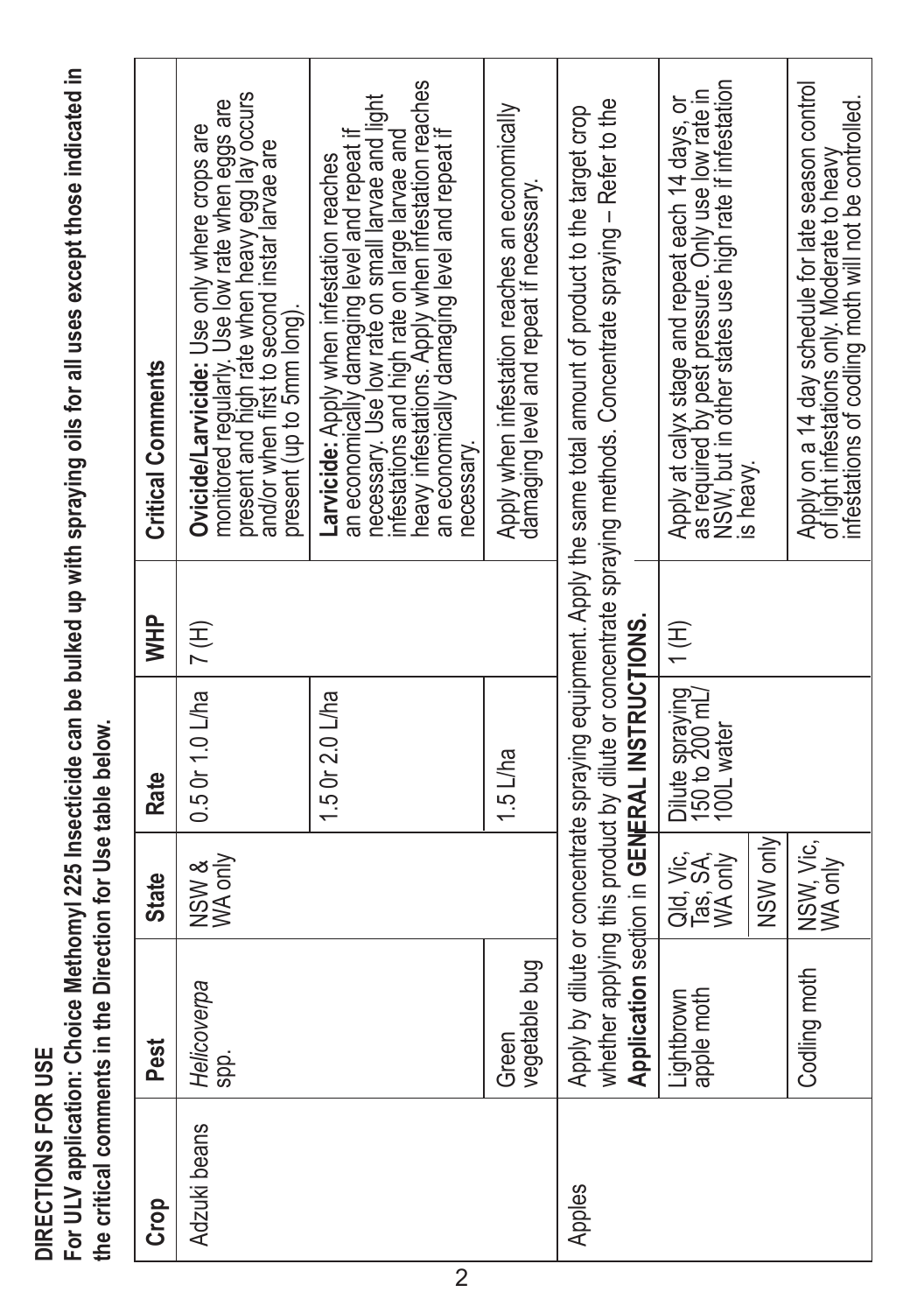## DIRECTIONS FOR USE

**For ULV application: Choice Methomyl 225 Insecticide can be bulked up with spraying oils for all uses except those indicated in the critical comments in the Direction for Use table below.**

| Crop | Pest | State | Rate | WHP | Critical Comments |
|---|---|---|---|---|---|
| Adzuki beans | *Helicoverpa* spp. | NSW & WA only | 0.5 0r 1.0 L/ha | 7 (H) | **Ovicide/Larvicide:** Use only where crops are monitored regularly. Use low rate when eggs are present and high rate when heavy egg lay occurs and/or when first to second instar larvae are present (up to 5mm long). |
| | | | 1.5 0r 2.0 L/ha | | **Larvicide:** Apply when infestation reaches an economically damaging level and repeat if necessary. Use low rate on small larvae and light infestations and high rate on large larvae and heavy infestations. Apply when infestation reaches an economically damaging level and repeat if necessary. |
| | Green vegetable bug | | 1.5 L/ha | | Apply when infestation reaches an economically damaging level and repeat if necessary. |
| Apples | Apply by dilute or concentrate spraying equipment. Apply the same total amount of product to the target crop whether applying this product by dilute or concentrate spraying methods. Concentrate spraying – Refer to the **Application** section in **GENERAL INSTRUCTIONS.** | | | | |
| | Lightbrown apple moth | Qld, Vic, Tas, SA, WA only | Dilute spraying 150 to 200 mL/ 100L water | 1 (H) | Apply at calyx stage and repeat each 14 days, or as required by pest pressure. Only use low rate in NSW, but in other states use high rate if infestation is heavy. |
| | | NSW only | | | |
| | Codling moth | NSW, Vic, WA only | | | Apply on a 14 day schedule for late season control of light infestations only. Moderate to heavy infestations of codling moth will not be controlled. |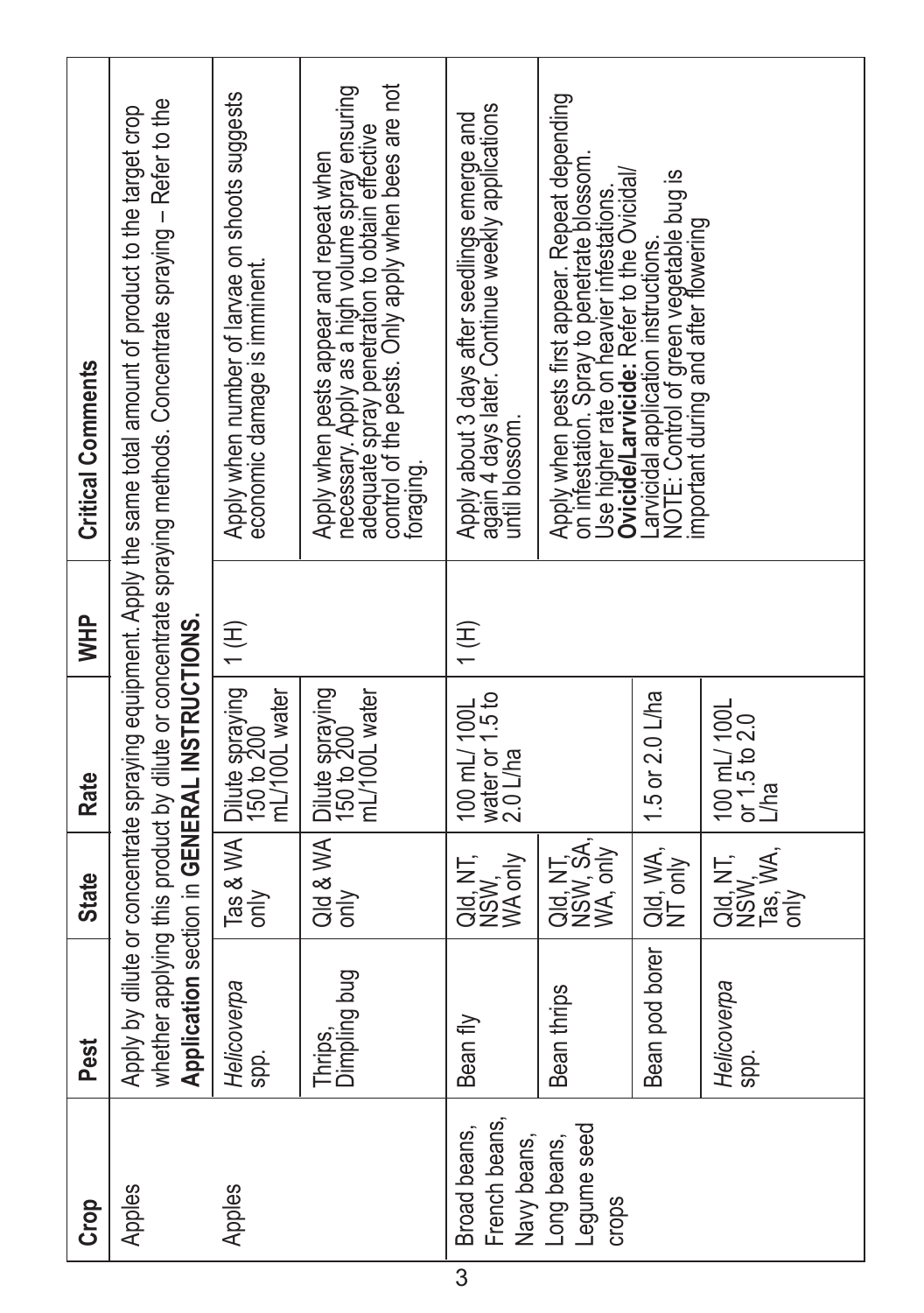| Crop | Pest | State | Rate | WHP | Critical Comments |
|---|---|---|---|---|---|
| Apples | Apply by dilute or concentrate spraying equipment. Apply the same total amount of product to the target crop whether applying this product by dilute or concentrate spraying methods. Concentrate spraying – Refer to the **Application** section in **GENERAL INSTRUCTIONS.** | | | | |
| Apples | *Helicoverpa* spp. | Tas & WA only | Dilute spraying 150 to 200 mL/100L water | 1 (H) | Apply when number of larvae on shoots suggests economic damage is imminent. |
| | Thrips, Dimpling bug | Qld & WA only | Dilute spraying 150 to 200 mL/100L water | | Apply when pests appear and repeat when necessary. Apply as a high volume spray ensuring adequate spray penetration to obtain effective control of the pests. Only apply when bees are not foraging. |
| Broad beans, French beans, Navy beans, Long beans, Legume seed crops | Bean fly | Qld, NT, NSW, WA only | 100 mL/ 100L water or 1.5 to 2.0 L/ha | 1 (H) | Apply about 3 days after seedlings emerge and again 4 days later. Continue weekly applications until blossom. |
| | Bean thrips | Qld, NT, NSW, SA, WA, only | | | Apply when pests first appear. Repeat depending on infestation. Spray to penetrate blossom. Use higher rate on heavier infestations. **Ovicide/Larvicide:** Refer to the Ovicidal/ Larvicidal application instructions. NOTE: Control of green vegetable bug is important during and after flowering |
| | Bean pod borer | Qld, WA, NT only | 1.5 or 2.0 L/ha | | |
| | *Helicoverpa* spp. | Qld, NT, NSW, Tas, WA, only | 100 mL/ 100L or 1.5 to 2.0 L/ha | | |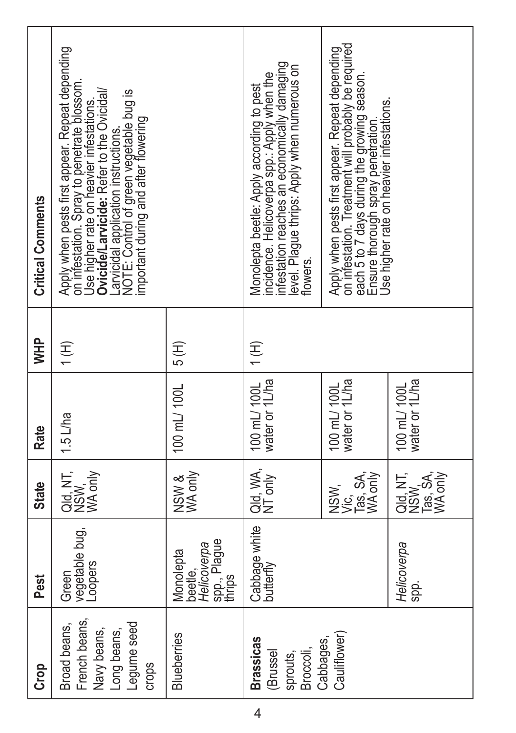| Crop | Pest | State | Rate | WHP | Critical Comments |
|---|---|---|---|---|---|
| Broad beans, French beans, Navy beans, Long beans, Legume seed crops | Green vegetable bug, Loopers | Qld, NT, NSW, WA only | 1.5 L/ha | 1 (H) | Apply when pests first appear. Repeat depending on infestation. Spray to penetrate blossom. Use higher rate on heavier infestations. **Ovicide/Larvicide:** Refer to the Ovicidal/ Larvicidal application instructions. NOTE: Control of green vegetable bug is important during and after flowering |
| Blueberries | Monolepta beetle, *Helicoverpa* spp., Plague thrips | NSW & WA only | 100 mL/ 100L | 5 (H) | Monolepta beetle: Apply according to pest incidence. Helicoverpa spp.: Apply when the infestation reaches an economically damaging level. Plague thrips: Apply when numerous on flowers. |
| **Brassicas** (Brussel sprouts, Broccoli, Cabbages, Cauliflower) | Cabbage white butterfly | Qld, WA, NT only | 100 mL/ 100L water or 1L/ha | 1 (H) | Apply when pests first appear. Repeat depending on infestation. Treatment will probably be required each 5 to 7 days during the growing season. Ensure thorough spray penetration. Use higher rate on heavier infestations. |
| | | NSW, Vic, Tas, SA, WA only | 100 mL/ 100L water or 1L/ha | | |
| | *Helicoverpa* spp. | Qld, NT, NSW, Tas, SA, WA only | 100 mL/ 100L water or 1L/ha | | |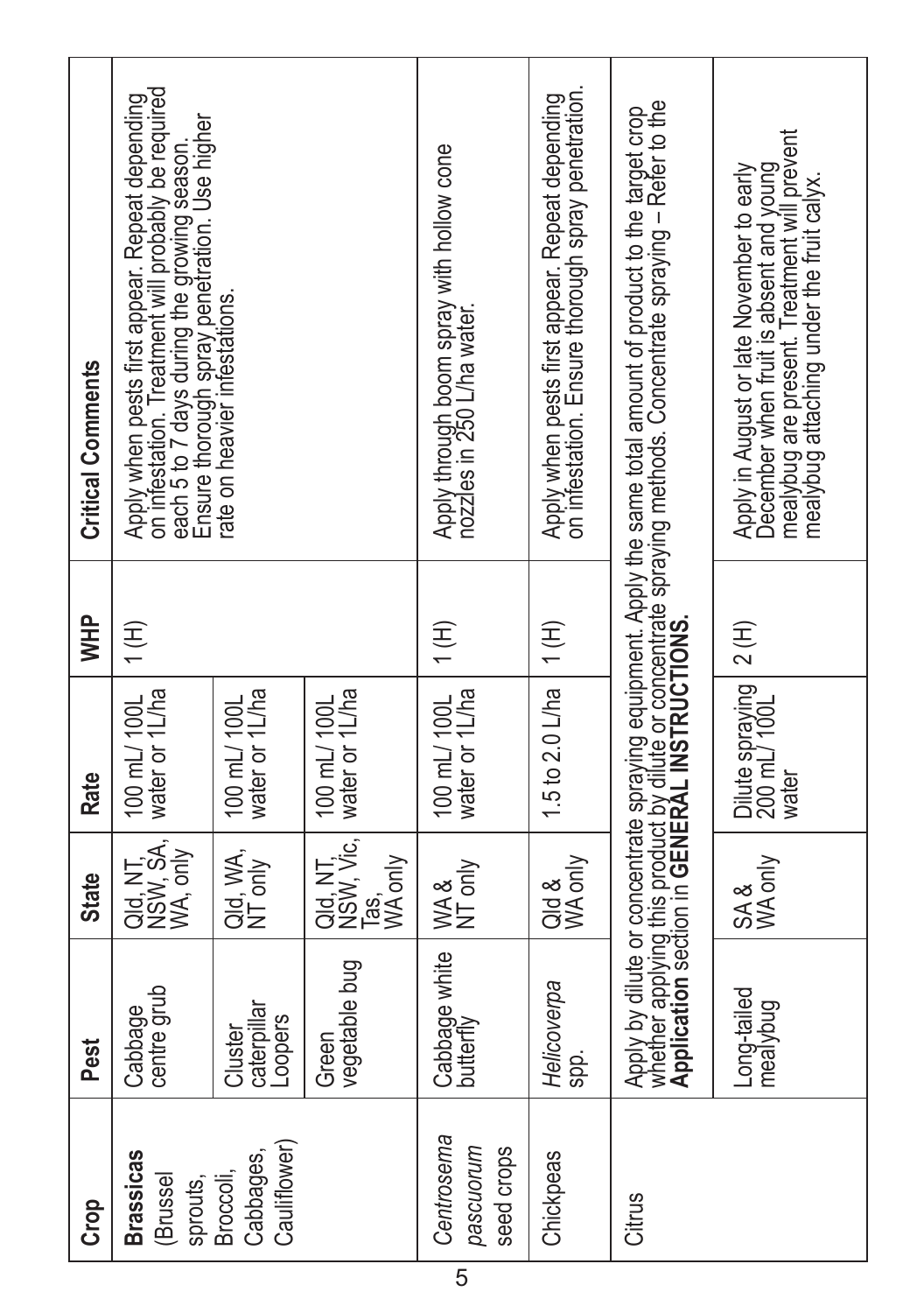| Crop | Pest | State | Rate | WHP | Critical Comments |
|---|---|---|---|---|---|
| **Brassicas** (Brussel sprouts, Broccoli, Cabbages, Cauliflower) | Cabbage centre grub | Qld, NT, NSW, SA, WA, only | 100 mL/ 100L water or 1L/ha | 1 (H) | Apply when pests first appear. Repeat depending on infestation. Treatment will probably be required each 5 to 7 days during the growing season. Ensure thorough spray penetration. Use higher rate on heavier infestations. |
| | Cluster caterpillar Loopers | Qld, WA, NT only | 100 mL/ 100L water or 1L/ha | | |
| | Green vegetable bug | Qld, NT, NSW, Vic, Tas, WA only | 100 mL/ 100L water or 1L/ha | | |
| *Centrosema pascuorum* seed crops | Cabbage white butterfly | WA & NT only | 100 mL/ 100L water or 1L/ha | 1 (H) | Apply through boom spray with hollow cone nozzles in 250 L/ha water. |
| Chickpeas | *Helicoverpa* spp. | Qld & WA only | 1.5 to 2.0 L/ha | 1 (H) | Apply when pests first appear. Repeat depending on infestation. Ensure thorough spray penetration. |
| Citrus | Apply by dilute or concentrate spraying equipment. Apply the same total amount of product to the target crop whether applying this product by dilute or concentrate spraying methods. Concentrate spraying – Refer to the **Application** section in **GENERAL INSTRUCTIONS.** | | | | |
| | Long-tailed mealybug | SA & WA only | Dilute spraying 200 mL/100L water | 2 (H) | Apply in August or late November to early December when fruit is absent and young mealybug are present. Treatment will prevent mealybug attaching under the fruit calyx. |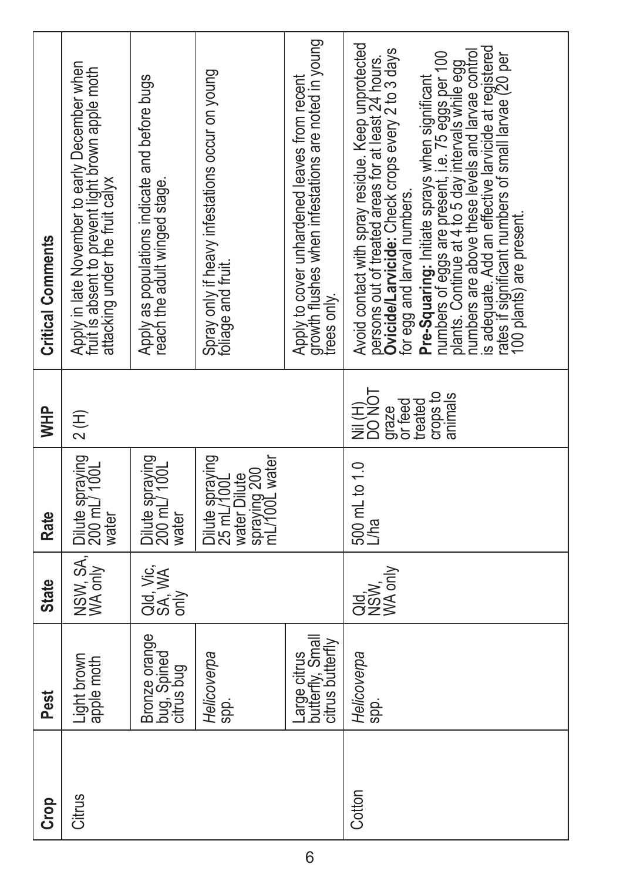| Crop | Pest | State | Rate | WHP | Critical Comments |
|---|---|---|---|---|---|
| Citrus | Light brown apple moth | NSW, SA, WA only | Dilute spraying 200 mL/ 100L water | 2 (H) | Apply in late November to early December when fruit is absent to prevent light brown apple moth attacking under the fruit calyx |
| | Bronze orange bug, Spined citrus bug | Qld, Vic, SA, WA only | Dilute spraying 200 mL/ 100L water | | Apply as populations indicate and before bugs reach the adult winged stage. |
| | *Helicoverpa* spp. | | Dilute spraying 25 mL/100L water Dilute spraying 200 mL/100L water | | Spray only if heavy infestations occur on young foliage and fruit. |
| | Large citrus butterfly, Small citrus butterfly | | | | Apply to cover unhardened leaves from recent growth flushes when infestations are noted in young trees only. |
| Cotton | *Helicoverpa* spp. | Qld, NSW, WA only | 500 mL to 1.0 L/ha | Nil (H) DO NOT graze or feed treated crops to animals | Avoid contact with spray residue. Keep unprotected persons out of treated areas for at least 24 hours. **Ovicide/Larvicide:** Check crops every 2 to 3 days for egg and larval numbers. **Pre-Squaring:** Initiate sprays when significant numbers of eggs are present, i.e. 75 eggs per 100 plants. Continue at 4 to 5 day intervals while egg numbers are above these levels and larvae control is adequate. Add an effective larvicide at registered rates if significant numbers of small larvae (20 per 100 plants) are present. |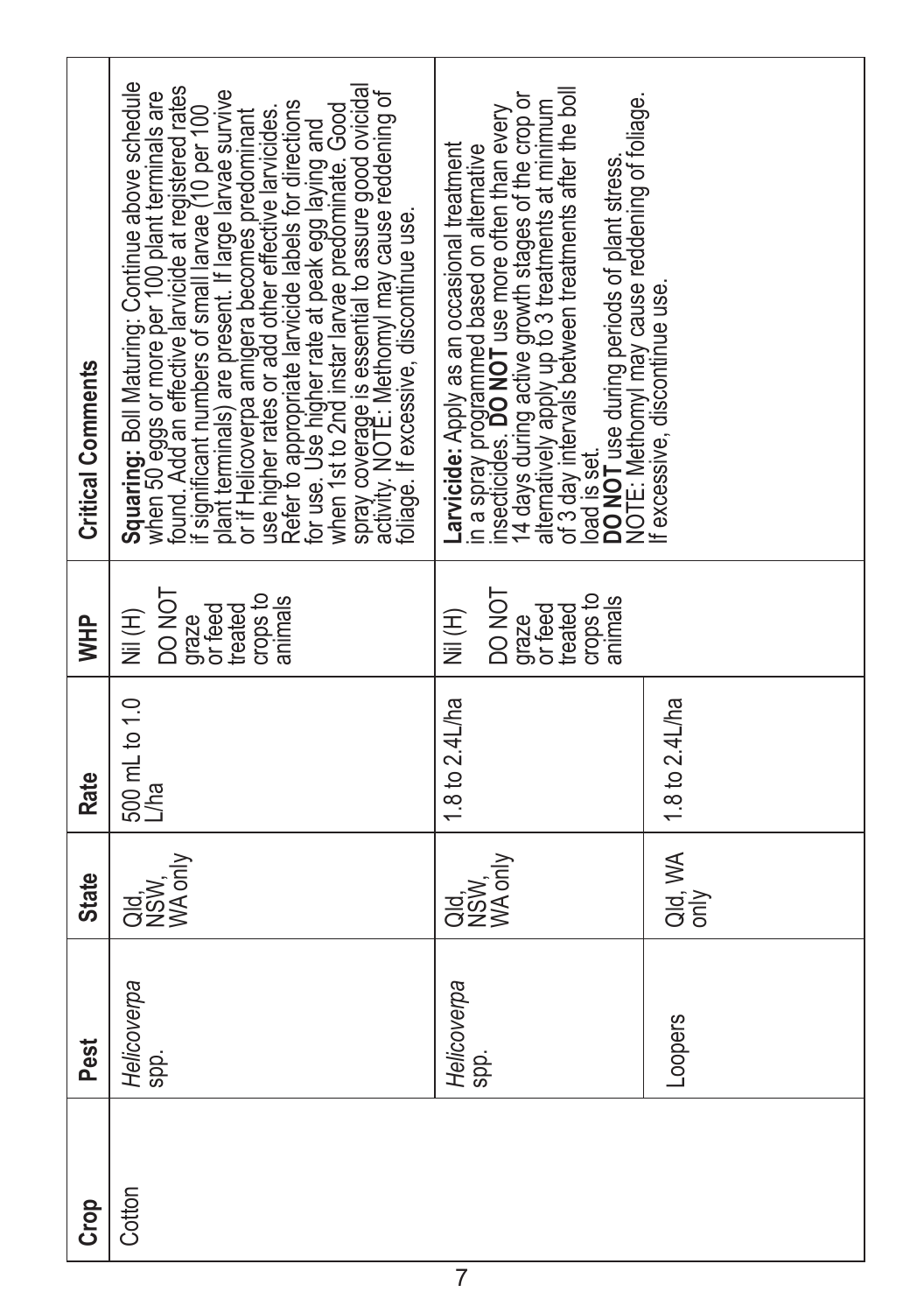| Crop | Pest | State | Rate | WHP | Critical Comments |
|---|---|---|---|---|---|
| Cotton | *Helicoverpa* spp. | Qld, NSW, WA only | 500 mL to 1.0 L/ha | Nil (H) DO NOT graze or feed treated crops to animals | **Squaring:** Boll Maturing: Continue above schedule when 50 eggs or more per 100 plant terminals are found. Add an effective larvicide at registered rates if significant numbers of small larvae (10 per 100 plant terminals) are present. If large larvae survive or if Helicoverpa amigera becomes predominant use higher rates or add other effective larvicides. Refer to appropriate larvicide labels for directions for use. Use higher rate at peak egg laying and when 1st to 2nd instar larvae predominate. Good spray coverage is essential to assure good ovicidal activity. NOTE: Methomyl may cause reddening of foliage. If excessive, discontinue use. |
| | *Helicoverpa* spp. | Qld, NSW, WA only | 1.8 to 2.4L/ha | Nil (H) DO NOT graze or feed treated crops to animals | **Larvicide:** Apply as an occasional treatment in a spray programmed based on alternative insecticides. **DO NOT** use more often than every 14 days during active growth stages of the crop or alternatively apply up to 3 treatments at minimum of 3 day intervals between treatments after the boll load is set. **DO NOT** use during periods of plant stress. NOTE: Methomyl may cause reddening of foliage. If excessive, discontinue use. |
| | Loopers | Qld, WA only | 1.8 to 2.4L/ha | | |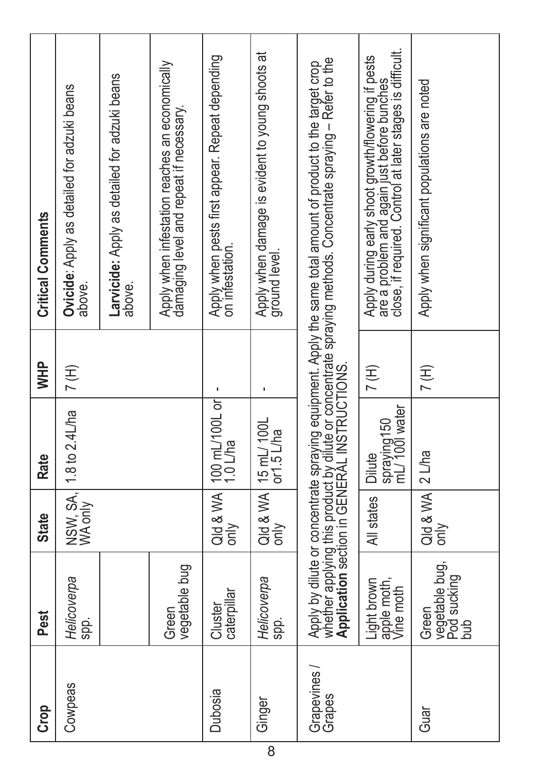| Crop | Pest | State | Rate | WHP | Critical Comments |
|---|---|---|---|---|---|
| Cowpeas | *Helicoverpa* spp. | NSW, SA, WA only | 1.8 to 2.4L/ha | 7 (H) | **Ovicide**: Apply as detailed for adzuki beans above. |
| | | | | | **Larvicide**: Apply as detailed for adzuki beans above. |
| | Green vegetable bug | | | | Apply when infestation reaches an economically damaging level and repeat if necessary. |
| Dubosia | Cluster caterpillar | Qld & WA only | 100 mL/100L or 1.0 L/ha | - | Apply when pests first appear. Repeat depending on infestation. |
| Ginger | *Helicoverpa* spp. | Qld & WA only | 15 mL/ 100L or1.5 L/ha | - | Apply when damage is evident to young shoots at ground level. |
| Grapevines / Grapes | Apply by dilute or concentrate spraying equipment. Apply the same total amount of product to the target crop whether applying this product by dilute or concentrate spraying methods. Concentrate spraying – Refer to the **Application** section in GENERAL INSTRUCTIONS. | | | | |
| | Light brown apple moth, Vine moth | All states | Dilute spraying150 mL/ 100l water | 7 (H) | Apply during early shoot growth/flowering if pests are a problem and again just before bunches close, if required. Control at later stages is difficult. |
| Guar | Green vegetable bug, Pod sucking bub | Qld & WA only | 2 L/ha | 7 (H) | Apply when significant populations are noted |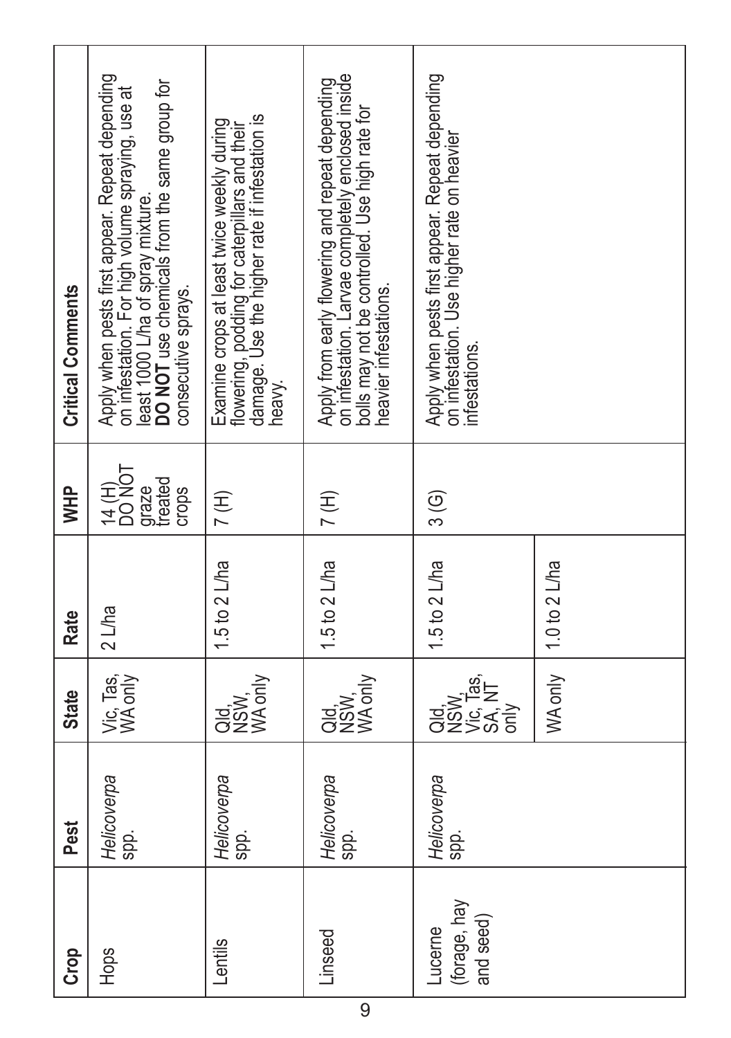| Crop | Pest | State | Rate | WHP | Critical Comments |
|---|---|---|---|---|---|
| Hops | *Helicoverpa* spp. | Vic, Tas, WA only | 2 L/ha | 14 (H) DO NOT graze treated crops | Apply when pests first appear. Repeat depending on infestation. For high volume spraying, use at least 1000 L/ha of spray mixture. **DO NOT** use chemicals from the same group for consecutive sprays. |
| Lentils | *Helicoverpa* spp. | Qld, NSW, WA only | 1.5 to 2 L/ha | 7 (H) | Examine crops at least twice weekly during flowering, podding for caterpillars and their damage. Use the higher rate if infestation is heavy. |
| Linseed | *Helicoverpa* spp. | Qld, NSW, WA only | 1.5 to 2 L/ha | 7 (H) | Apply from early flowering and repeat depending on infestation. Larvae completely enclosed inside bolls may not be controlled. Use high rate for heavier infestations. |
| Lucerne (forage, hay and seed) | *Helicoverpa* spp. | Qld, NSW, Vic, Tas, SA, NT only | 1.5 to 2 L/ha | 3 (G) | Apply when pests first appear. Repeat depending on infestation. Use higher rate on heavier infestations. |
| | | WA only | 1.0 to 2 L/ha | | |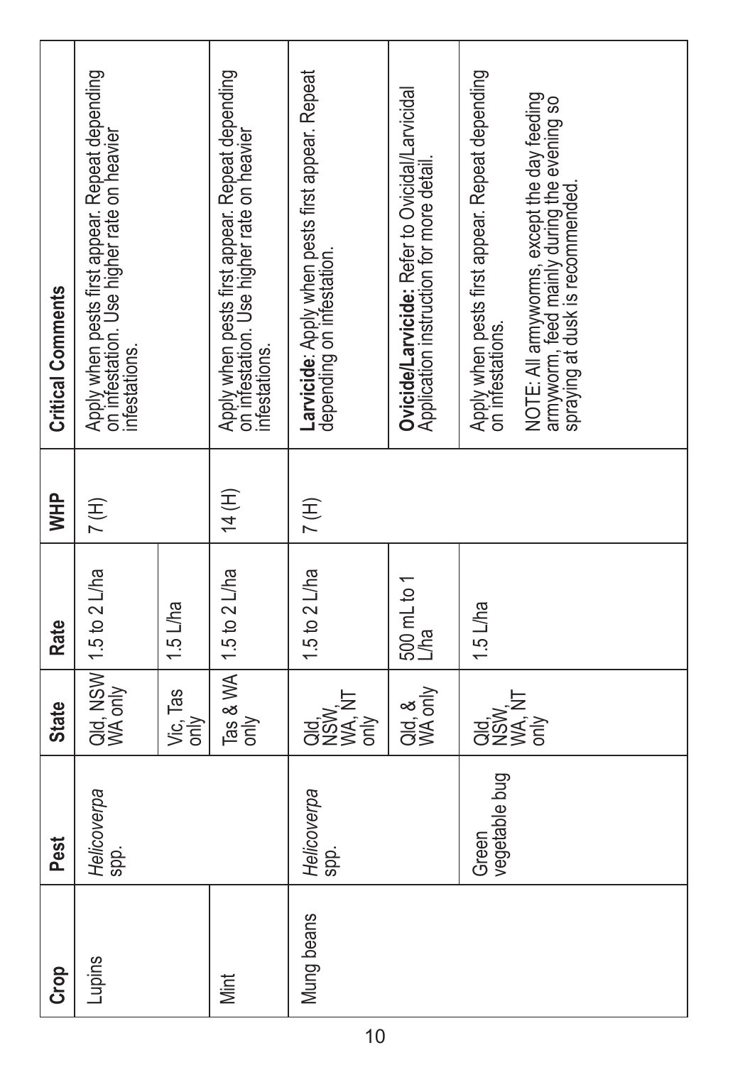| Crop | Pest | State | Rate | WHP | Critical Comments |
|---|---|---|---|---|---|
| Lupins | *Helicoverpa* spp. | Qld, NSW WA only | 1.5 to 2 L/ha | 7 (H) | Apply when pests first appear. Repeat depending on infestation. Use higher rate on heavier infestations. |
| | | Vic, Tas only | 1.5 L/ha | | |
| Mint | | Tas & WA only | 1.5 to 2 L/ha | 14 (H) | Apply when pests first appear. Repeat depending on infestation. Use higher rate on heavier infestations. |
| Mung beans | *Helicoverpa* spp. | Qld, NSW, WA, NT only | 1.5 to 2 L/ha | 7 (H) | **Larvicide**: Apply when pests first appear. Repeat depending on infestation. |
| | | Qld, & WA only | 500 mL to 1 L/ha | | **Ovicide/Larvicide:** Refer to Ovicidal/Larvicidal Application instruction for more detail. |
| | Green vegetable bug | Qld, NSW, WA, NT only | 1.5 L/ha | | Apply when pests first appear. Repeat depending on infestations.<br><br>NOTE: All armyworms, except the day feeding armyworm, feed mainly during the evening so spraying at dusk is recommended. |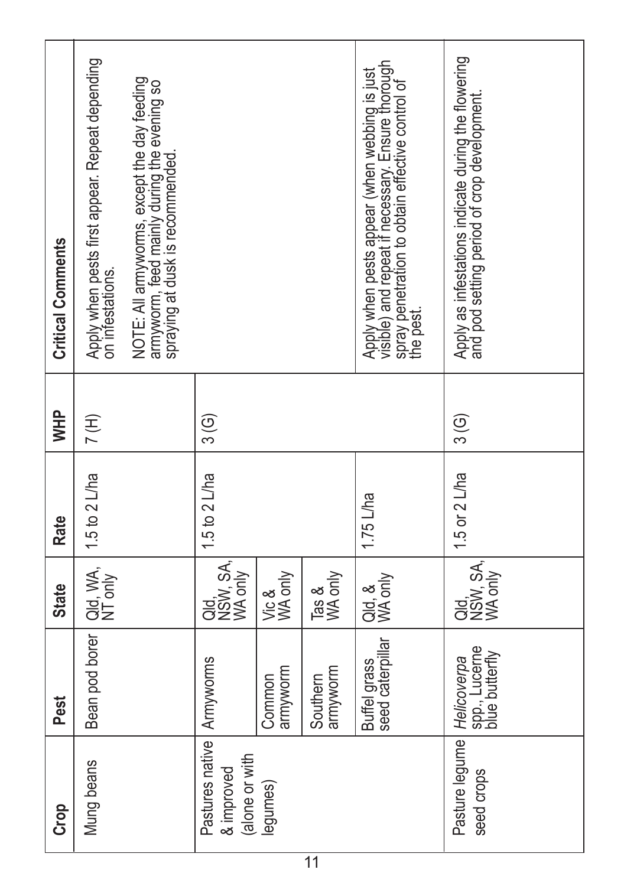| Crop | Pest | State | Rate | WHP | Critical Comments |
|---|---|---|---|---|---|
| Mung beans | Bean pod borer | Qld, WA, NT only | 1.5 to 2 L/ha | 7 (H) | Apply when pests first appear. Repeat depending on infestations. NOTE: All armyworms, except the day feeding armyworm, feed mainly during the evening so spraying at dusk is recommended. |
| Pastures native & improved (alone or with legumes) | Armyworms | Qld, NSW, SA, WA only | 1.5 to 2 L/ha | 3 (G) | |
| | Common armyworm | Vic & WA only | | | |
| | Southern armyworm | Tas & WA only | | | |
| | Buffel grass seed caterpillar | Qld, & WA only | 1.75 L/ha | | Apply when pests appear (when webbing is just visible) and repeat if necessary. Ensure thorough spray penetration to obtain effective control of the pest. |
| Pasture legume seed crops | *Helicoverpa* spp., Lucerne blue butterfly | Qld, NSW, SA, WA only | 1.5 or 2 L/ha | 3 (G) | Apply as infestations indicate during the flowering and pod setting period of crop development. |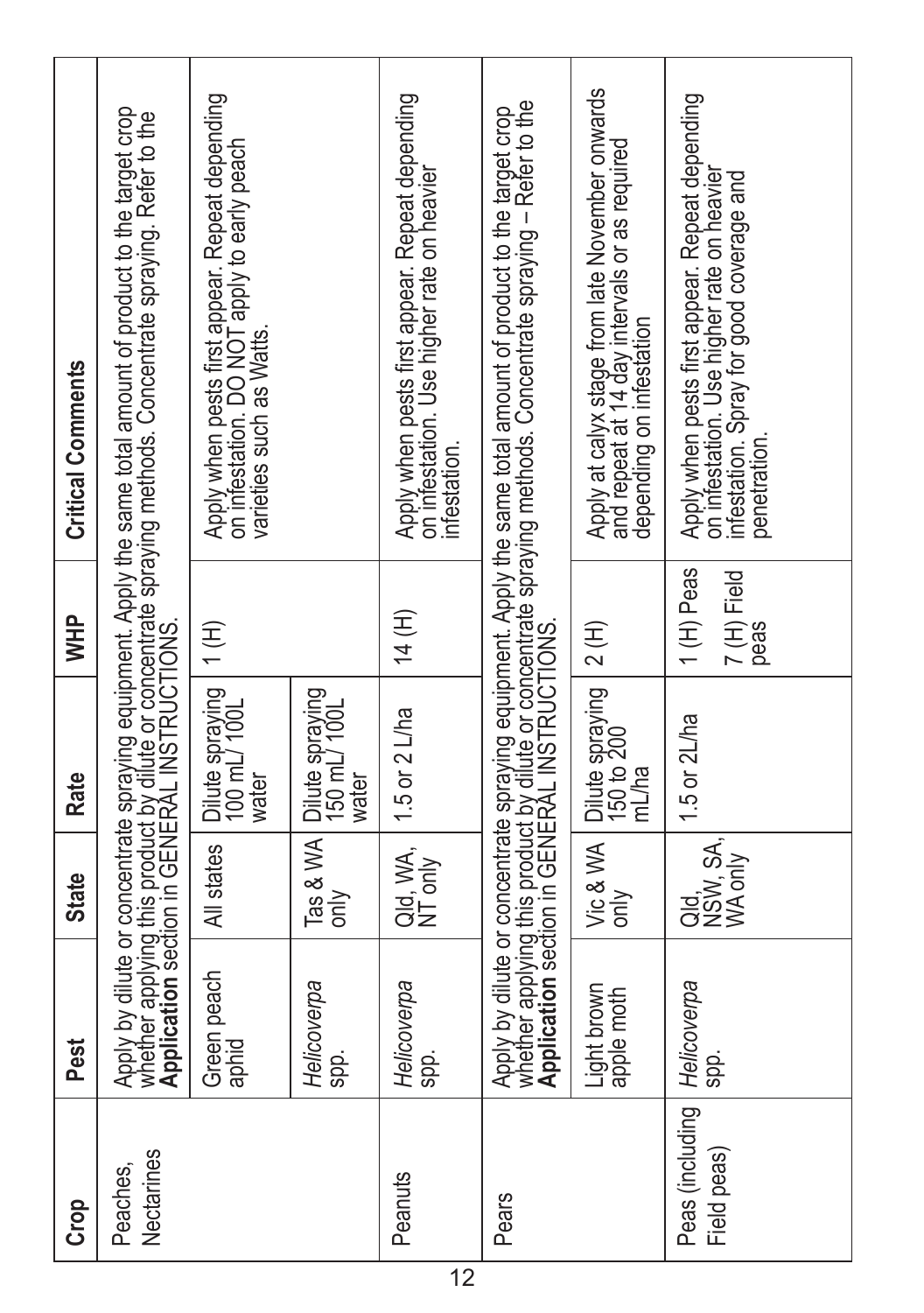| Crop | Pest | State | Rate | WHP | Critical Comments |
|---|---|---|---|---|---|
| Peaches, Nectarines | Apply by dilute or concentrate spraying equipment. Apply the same total amount of product to the target crop whether applying this product by dilute or concentrate spraying methods. Concentrate spraying. Refer to the **Application** section in GENERAL INSTRUCTIONS. | | | | |
| | Green peach aphid | All states | Dilute spraying 100 mL/ 100L water | 1 (H) | Apply when pests first appear. Repeat depending on infestation. DO NOT apply to early peach varieties such as Watts. |
| | *Helicoverpa* spp. | Tas & WA only | Dilute spraying 150 mL/ 100L water | | |
| Peanuts | *Helicoverpa* spp. | Qld, WA, NT only | 1.5 or 2 L/ha | 14 (H) | Apply when pests first appear. Repeat depending on infestation. Use higher rate on heavier infestation. |
| Pears | Apply by dilute or concentrate spraying equipment. Apply the same total amount of product to the target crop whether applying this product by dilute or concentrate spraying methods. Concentrate spraying – Refer to the **Application** section in GENERAL INSTRUCTIONS. | | | | |
| | Light brown apple moth | Vic & WA only | Dilute spraying 150 to 200 mL/ha | 2 (H) | Apply at calyx stage from late November onwards and repeat at 14 day intervals or as required depending on infestation |
| Peas (including Field peas) | *Helicoverpa* spp. | Qld, NSW, SA, WA only | 1.5 or 2L/ha | 1 (H) Peas<br>7 (H) Field peas | Apply when pests first appear. Repeat depending on infestation. Use higher rate on heavier infestation. Spray for good coverage and penetration. |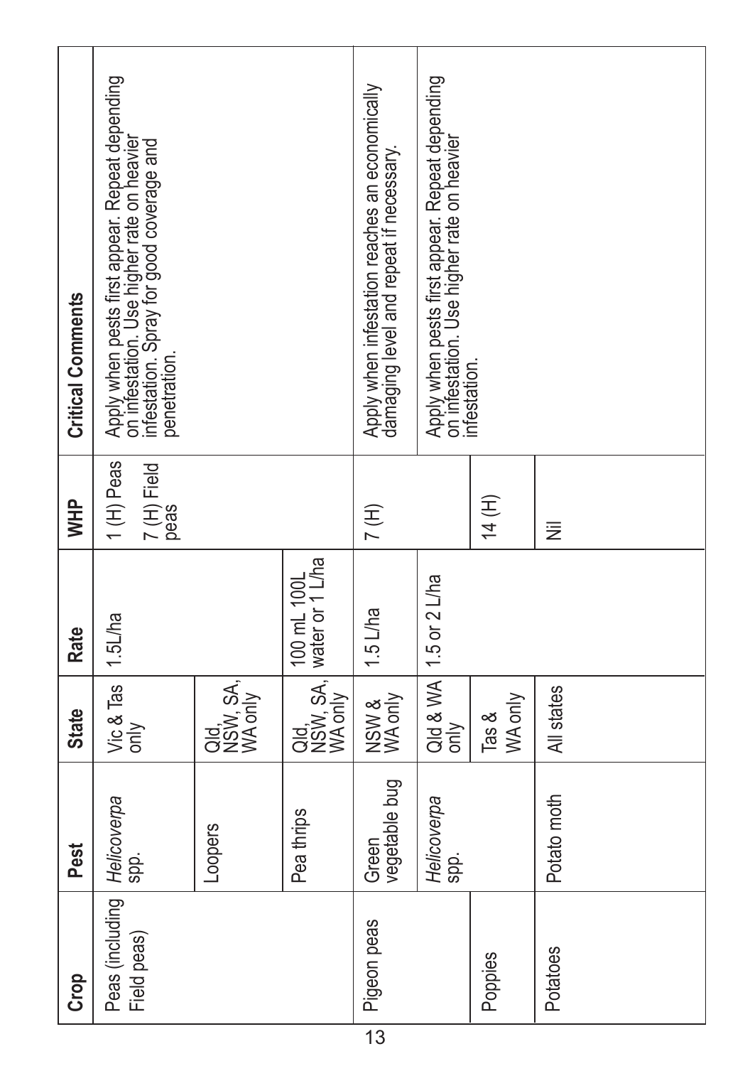| Crop | Pest | State | Rate | WHP | Critical Comments |
|---|---|---|---|---|---|
| Peas (including Field peas) | *Helicoverpa* spp. | Vic & Tas only | 1.5L/ha | 1 (H) Peas<br>7 (H) Field peas | Apply when pests first appear. Repeat depending on infestation. Use higher rate on heavier infestation. Spray for good coverage and penetration. |
| | Loopers | Qld, NSW, SA, WA only | | | |
| | Pea thrips | Qld, NSW, SA, WA only | 100 mL 100L water or 1 L/ha | | |
| Pigeon peas | Green vegetable bug | NSW & WA only | 1.5 L/ha | 7 (H) | Apply when infestation reaches an economically damaging level and repeat if necessary. |
| | *Helicoverpa* spp. | Qld & WA only | 1.5 or 2 L/ha | | Apply when pests first appear. Repeat depending on infestation. Use higher rate on heavier infestation. |
| Poppies | | Tas & WA only | | 14 (H) | |
| Potatoes | Potato moth | All states | | Nil | |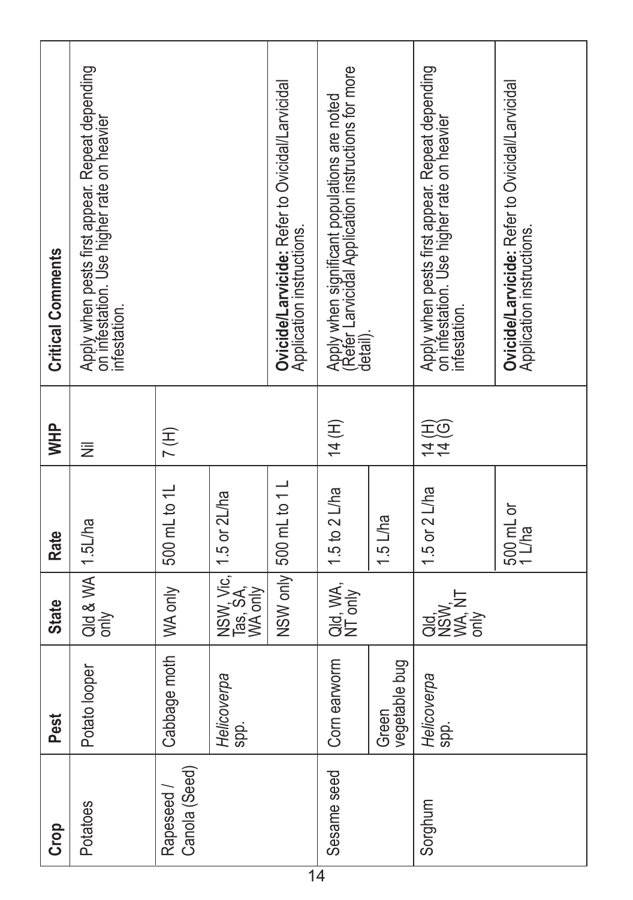| Crop | Pest | State | Rate | WHP | Critical Comments |
|---|---|---|---|---|---|
| Potatoes | Potato looper | Qld & WA only | 1.5L/ha | Nil | Apply when pests first appear. Repeat depending on infestation. Use higher rate on heavier infestation. |
| Rapeseed / Canola (Seed) | Cabbage moth | WA only | 500 mL to 1L | 7 (H) | |
| | *Helicoverpa* spp. | NSW, Vic, Tas, SA, WA only | 1.5 or 2L/ha | | |
| | | NSW only | 500 mL to 1 L | | **Ovicide/Larvicide:** Refer to Ovicidal/Larvicidal Application instructions. |
| Sesame seed | Corn earworm | Qld, WA, NT only | 1.5 to 2 L/ha | 14 (H) | Apply when significant populations are noted (Refer Larvicidal Application instructions for more detail). |
| | Green vegetable bug | | 1.5 L/ha | | |
| Sorghum | *Helicoverpa* spp. | Qld, NSW, WA, NT only | 1.5 or 2 L/ha | 14 (H) 14 (G) | Apply when pests first appear. Repeat depending on infestation. Use higher rate on heavier infestation. |
| | | | 500 mL or 1 L/ha | | **Ovicide/Larvicide:** Refer to Ovicidal/Larvicidal Application instructions. |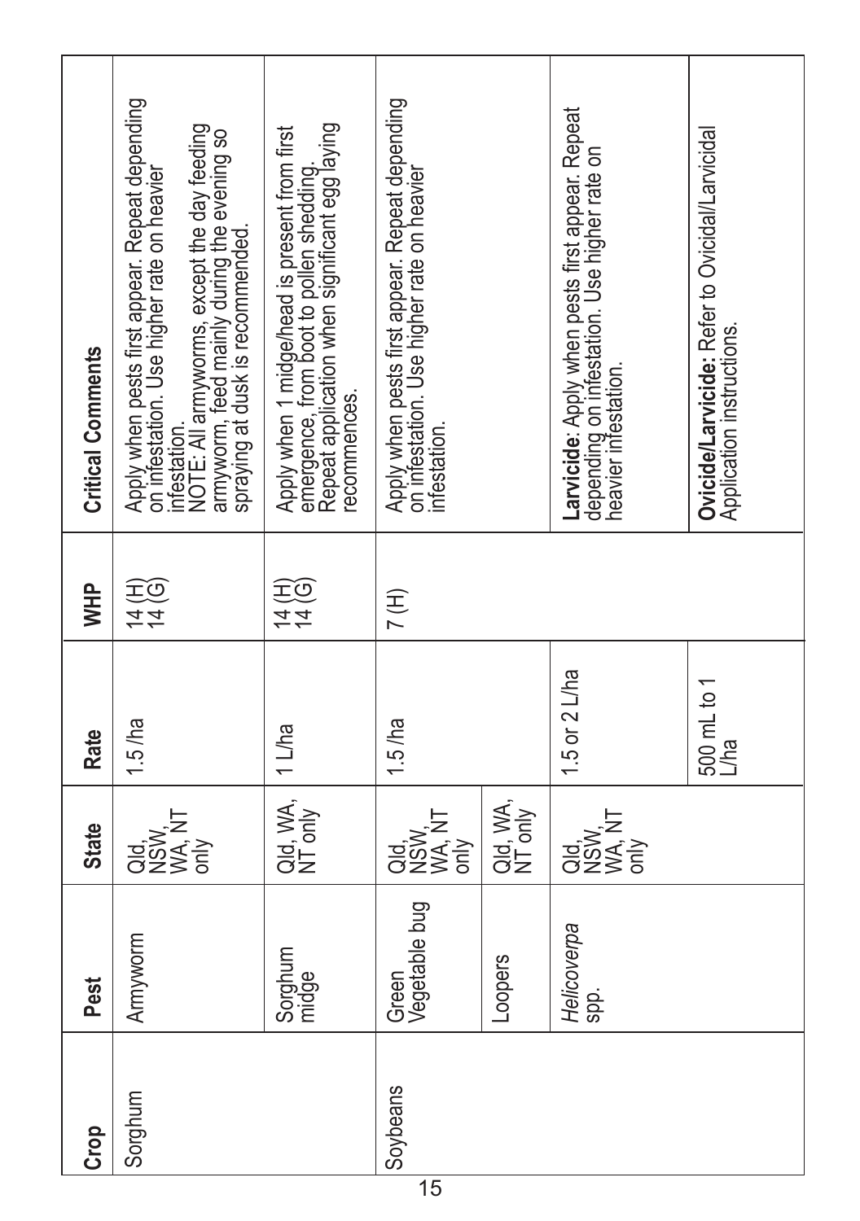| Crop | Pest | State | Rate | WHP | Critical Comments |
|---|---|---|---|---|---|
| Sorghum | Armyworm | Qld, NSW, WA, NT only | 1.5 /ha | 14 (H) 14 (G) | Apply when pests first appear. Repeat depending on infestation. Use higher rate on heavier infestation. NOTE: All armyworms, except the day feeding armyworm, feed mainly during the evening so spraying at dusk is recommended. |
| | Sorghum midge | Qld, WA, NT only | 1 L/ha | 14 (H) 14 (G) | Apply when 1 midge/head is present from first emergence, from boot to pollen shedding. Repeat application when significant egg laying recommences. |
| Soybeans | Green Vegetable bug | Qld, NSW, WA, NT only | 1.5 /ha | 7 (H) | Apply when pests first appear. Repeat depending on infestation. Use higher rate on heavier infestation. |
| | Loopers | Qld, WA, NT only | | | |
| | *Helicoverpa* spp. | Qld, NSW, WA, NT only | 1.5 or 2 L/ha | | **Larvicide**: Apply when pests first appear. Repeat depending on infestation. Use higher rate on heavier infestation. |
| | | | 500 mL to 1 L/ha | | **Ovicide/Larvicide:** Refer to Ovicidal/Larvicidal Application instructions. |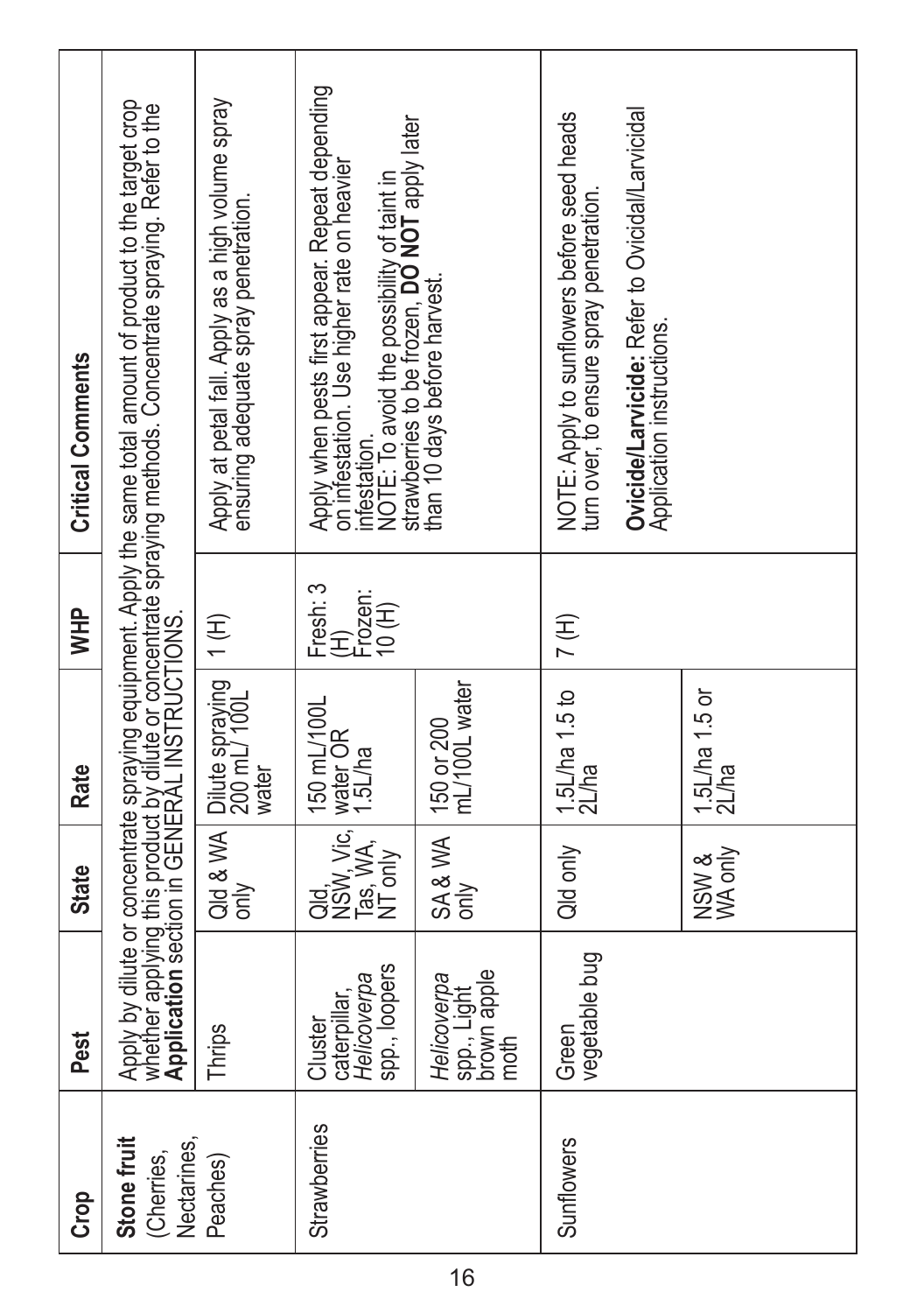| Crop | Pest | State | Rate | WHP | Critical Comments |
|---|---|---|---|---|---|
| **Stone fruit** (Cherries, Nectarines, Peaches) | Apply by dilute or concentrate spraying equipment. Apply the same total amount of product to the target crop whether applying this product by dilute or concentrate spraying methods. Concentrate spraying. Refer to the **Application** section in GENERAL INSTRUCTIONS. | | | | |
| | Thrips | Qld & WA only | Dilute spraying 200 mL/ 100L water | 1 (H) | Apply at petal fall. Apply as a high volume spray ensuring adequate spray penetration. |
| Strawberries | Cluster caterpillar, *Helicoverpa* spp., loopers | Qld, NSW, Vic, Tas, WA, NT only | 150 mL/100L water OR 1.5L/ha | Fresh: 3 (H) Frozen: 10 (H) | Apply when pests first appear. Repeat depending on infestation. Use higher rate on heavier infestation. NOTE: To avoid the possibility of taint in strawberries to be frozen, **DO NOT** apply later than 10 days before harvest. |
| | *Helicoverpa* spp., Light brown apple moth | SA & WA only | 150 or 200 mL/100L water | | |
| Sunflowers | Green vegetable bug | Qld only | 1.5L/ha 1.5 to 2L/ha | 7 (H) | NOTE: Apply to sunflowers before seed heads turn over, to ensure spray penetration. **Ovicide/Larvicide:** Refer to Ovicidal/Larvicidal Application instructions. |
| | | NSW & WA only | 1.5L/ha 1.5 or 2L/ha | | |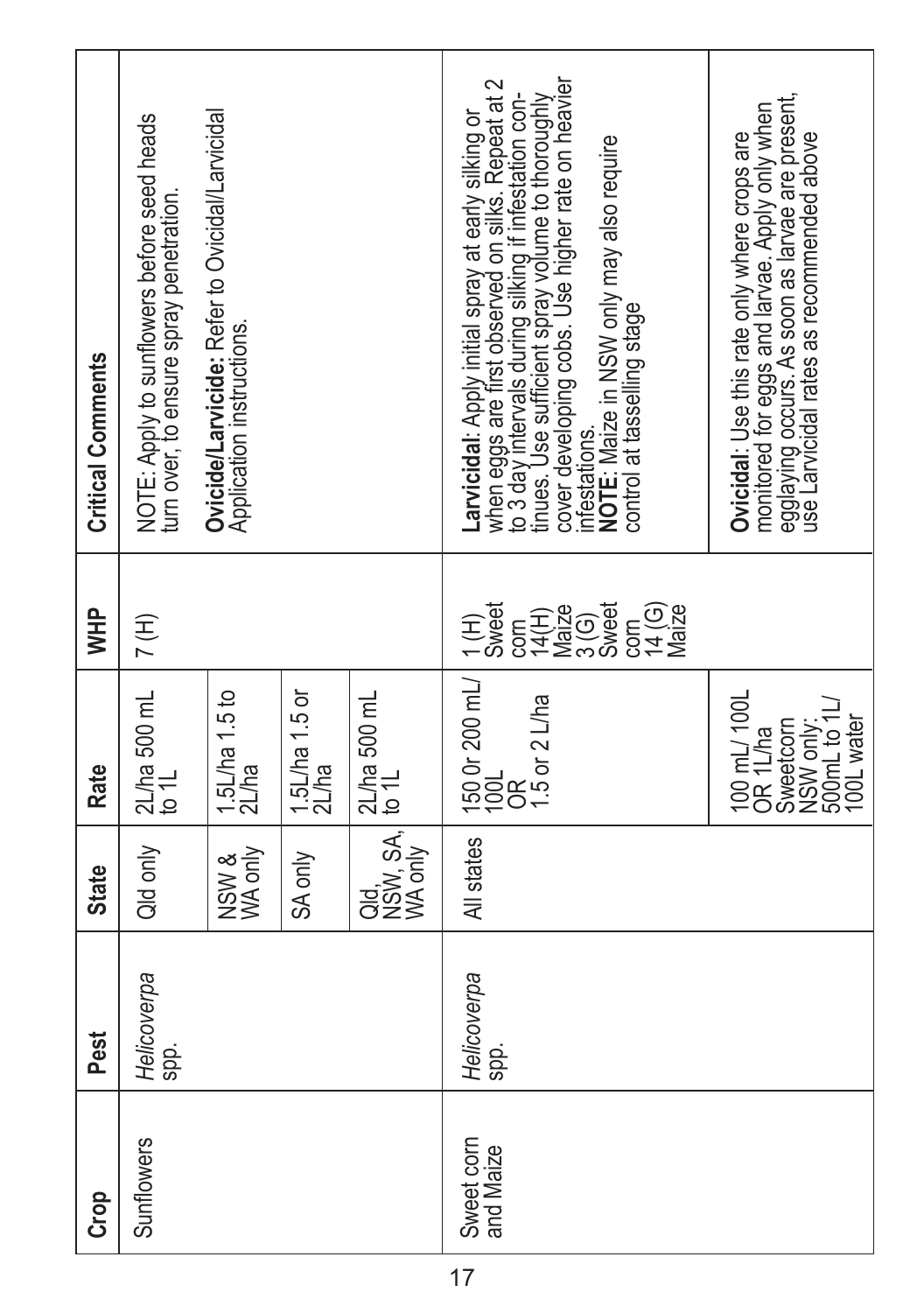| Crop | Pest | State | Rate | WHP | Critical Comments |
|---|---|---|---|---|---|
| Sunflowers | *Helicoverpa* spp. | Qld only | 2L/ha 500 mL to 1L | 7 (H) | NOTE: Apply to sunflowers before seed heads turn over, to ensure spray penetration. |
| | | NSW & WA only | 1.5L/ha 1.5 to 2L/ha | | **Ovicide/Larvicide:** Refer to Ovicidal/Larvicidal Application instructions. |
| | | SA only | 1.5L/ha 1.5 or 2L/ha | | |
| | | Qld, NSW, SA, WA only | 2L/ha 500 mL to 1L | | |
| Sweet corn and Maize | *Helicoverpa* spp. | All states | 150 0r 200 mL/ 100L OR 1.5 or 2 L/ha | 1 (H) Sweet corn 14(H) Maize 3 (G) Sweet corn 14 (G) Maize | **Larvicidal**: Apply initial spray at early silking or when eggs are first observed on silks. Repeat at 2 to 3 day intervals during silking if infestation continues. Use sufficient spray volume to thoroughly cover developing cobs. Use higher rate on heavier infestations. **NOTE**: Maize in NSW only may also require control at tasselling stage |
| | | | 100 mL/ 100L OR 1L/ha Sweetcorn NSW only: 500mL to 1L/ 100L water | | **Ovicidal**: Use this rate only where crops are monitored for eggs and larvae. Apply only when egglaying occurs. As soon as larvae are present, use Larvicidal rates as recommended above |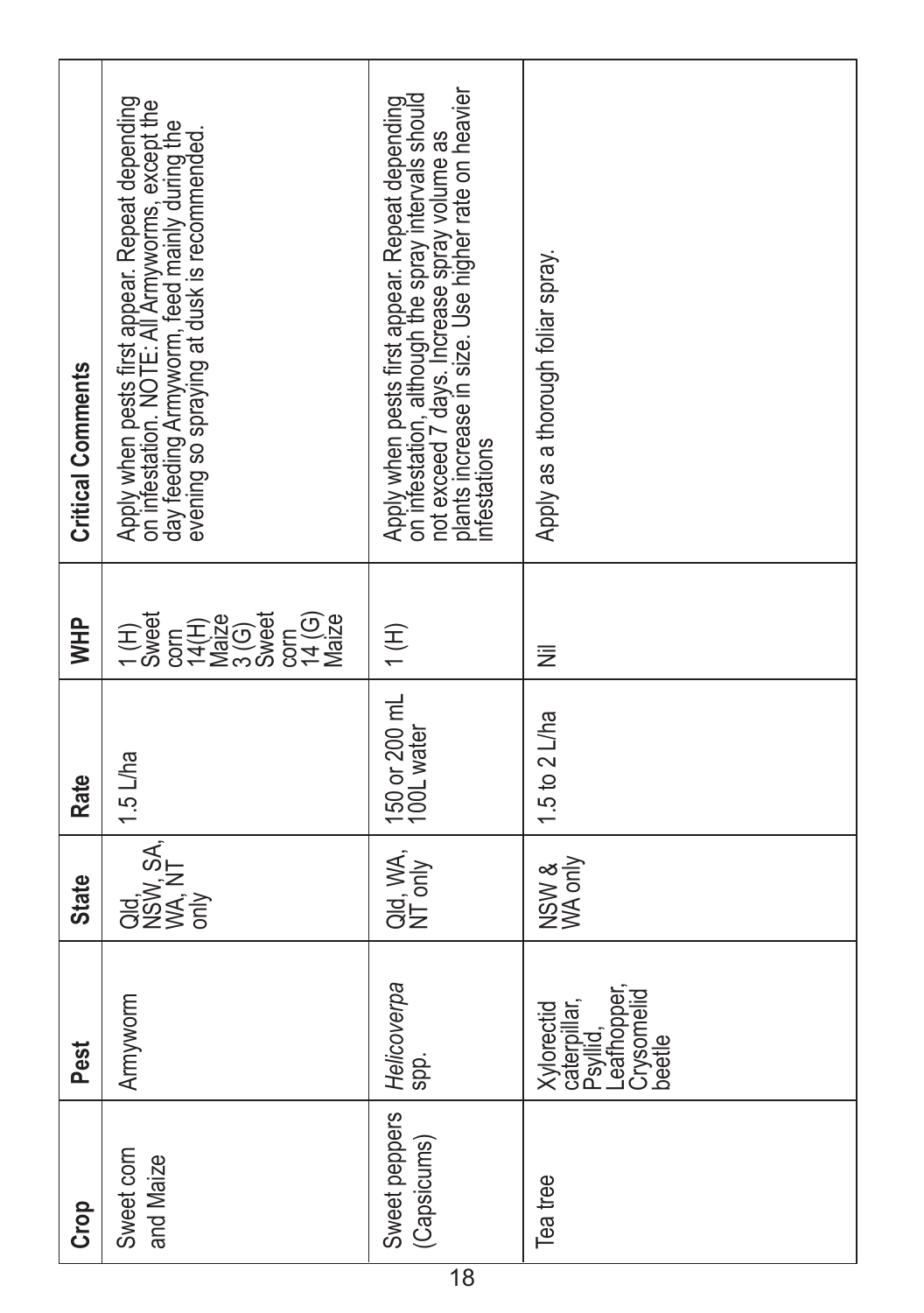| Crop | Pest | State | Rate | WHP | Critical Comments |
|---|---|---|---|---|---|
| Sweet corn and Maize | Armyworm | Qld, NSW, SA, WA, NT only | 1.5 L/ha | 1 (H) Sweet corn 14(H) Maize 3 (G) Sweet corn 14 (G) Maize | Apply when pests first appear. Repeat depending on infestation. NOTE: All Armyworms, except the day feeding Armyworm, feed mainly during the evening so spraying at dusk is recommended. |
| Sweet peppers (Capsicums) | *Helicoverpa* spp. | Qld, WA, NT only | 150 or 200 mL 100L water | 1 (H) | Apply when pests first appear. Repeat depending on infestation, although the spray intervals should not exceed 7 days. Increase spray volume as plants increase in size. Use higher rate on heavier infestations |
| Tea tree | Xylorectid caterpillar, Psyllid, Leafhopper, Crysomelid beetle | NSW & WA only | 1.5 to 2 L/ha | Nil | Apply as a thorough foliar spray. |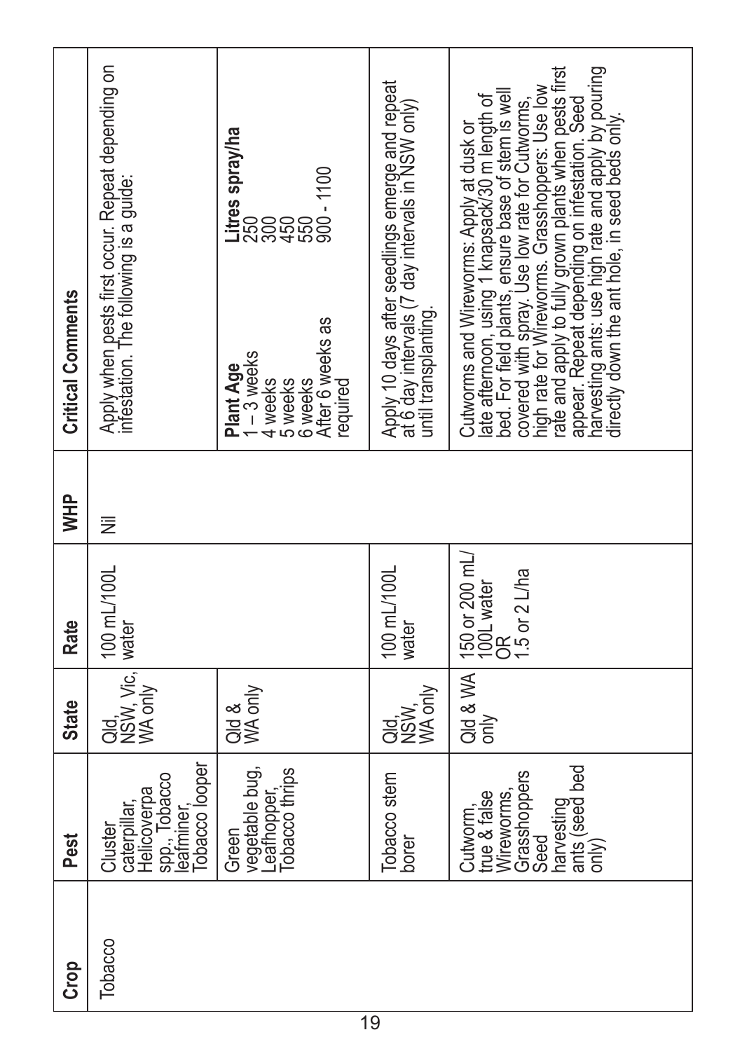| Crop | Pest | State | Rate | WHP | Critical Comments |
|---|---|---|---|---|---|
| Tobacco | Cluster caterpillar, Helicoverpa spp., Tobacco leafminer, Tobacco looper | Qld, NSW, Vic, WA only | 100 mL/100L water | Nil | Apply when pests first occur. Repeat depending on infestation. The following is a guide: |
| | Green vegetable bug, Leafhopper, Tobacco thrips | Qld & WA only | | | **Plant Age** / **Litres spray/ha**<br>1 – 3 weeks: 250<br>4 weeks: 300<br>5 weeks: 450<br>6 weeks: 550<br>After 6 weeks as required: 900 - 1100 |
| | Tobacco stem borer | Qld, NSW, WA only | 100 mL/100L water | | Apply 10 days after seedlings emerge and repeat at 6 day intervals (7 day intervals in NSW only) until transplanting. |
| | Cutworm, true & false Wireworms, Grasshoppers Seed harvesting ants (seed bed only) | Qld & WA only | 150 or 200 mL/100L water OR 1.5 or 2 L/ha | | Cutworms and Wireworms: Apply at dusk or late afternoon, using 1 knapsack/30 m length of bed. For field plants, ensure base of stem is well covered with spray. Use low rate for Cutworms, high rate for Wireworms. Grasshoppers: Use low rate and apply to fully grown plants when pests first appear. Repeat depending on infestation. Seed harvesting ants: use high rate and apply by pouring directly down the ant hole, in seed beds only. |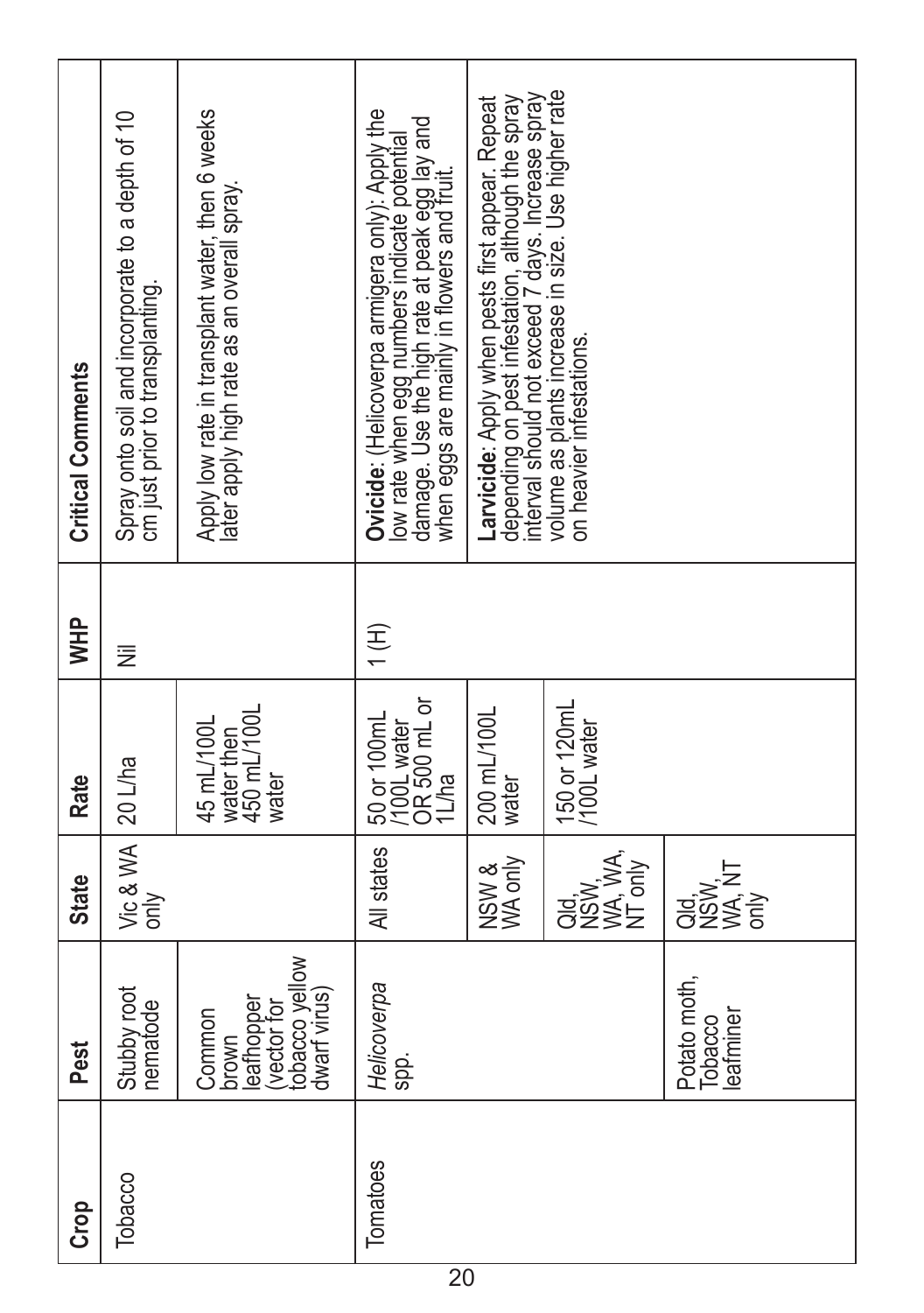| Crop | Pest | State | Rate | WHP | Critical Comments |
|---|---|---|---|---|---|
| Tobacco | Stubby root nematode | Vic & WA only | 20 L/ha | Nil | Spray onto soil and incorporate to a depth of 10 cm just prior to transplanting. |
| | Common brown leafhopper (vector for tobacco yellow dwarf virus) | | 45 mL/100L water then 450 mL/100L water | | Apply low rate in transplant water, then 6 weeks later apply high rate as an overall spray. |
| Tomatoes | *Helicoverpa* spp. | All states | 50 or 100mL /100L water OR 500 mL or 1L/ha | 1 (H) | **Ovicide**: (Helicoverpa armigera only): Apply the low rate when egg numbers indicate potential damage. Use the high rate at peak egg lay and when eggs are mainly in flowers and fruit. |
| | | NSW & WA only | 200 mL/100L water | | **Larvicide**: Apply when pests first appear. Repeat depending on pest infestation, although the spray interval should not exceed 7 days. Increase spray volume as plants increase in size. Use higher rate on heavier infestations. |
| | | Qld, NSW, WA, WA, NT only | 150 or 120mL /100L water | | |
| | Potato moth, Tobacco leafminer | Qld, NSW, WA, NT only | | | |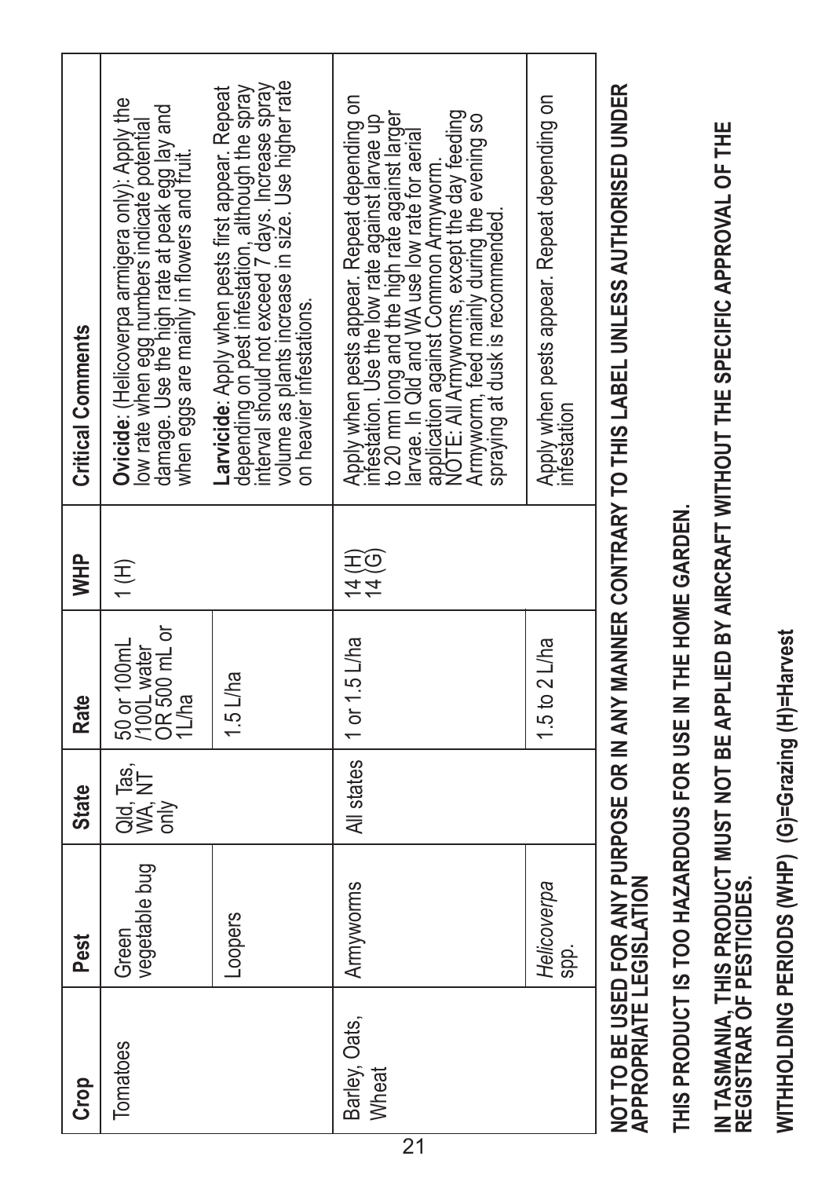| Crop | Pest | State | Rate | WHP | Critical Comments |
|---|---|---|---|---|---|
| Tomatoes | Green vegetable bug | Qld, Tas, WA, NT only | 50 or 100mL /100L water OR 500 mL or 1L/ha | 1 (H) | **Ovicide**: (Helicoverpa armigera only): Apply the low rate when egg numbers indicate potential damage. Use the high rate at peak egg lay and when eggs are mainly in flowers and fruit. |
| | Loopers | | 1.5 L/ha | | **Larvicide**: Apply when pests first appear. Repeat depending on pest infestation, although the spray interval should not exceed 7 days. Increase spray volume as plants increase in size. Use higher rate on heavier infestations. |
| Barley, Oats, Wheat | Armyworms | All states | 1 or 1.5 L/ha | 14 (H) 14 (G) | Apply when pests appear. Repeat depending on infestation. Use the low rate against larvae up to 20 mm long and the high rate against larger larvae. In Qld and WA use low rate for aerial application against Common Armyworm. NOTE: All Armyworms, except the day feeding Armyworm, feed mainly during the evening so spraying at dusk is recommended. |
| | *Helicoverpa* spp. | | 1.5 to 2 L/ha | | Apply when pests appear. Repeat depending on infestation |

**NOT TO BE USED FOR ANY PURPOSE OR IN ANY MANNER CONTRARY TO THIS LABEL UNLESS AUTHORISED UNDER APPROPRIATE LEGISLATION**

**THIS PRODUCT IS TOO HAZARDOUS FOR USE IN THE HOME GARDEN.**

**IN TASMANIA, THIS PRODUCT MUST NOT BE APPLIED BY AIRCRAFT WITHOUT THE SPECIFIC APPROVAL OF THE REGISTRAR OF PESTICIDES.**

**WITHHOLDING PERIODS (WHP) (G)=Grazing (H)=Harvest**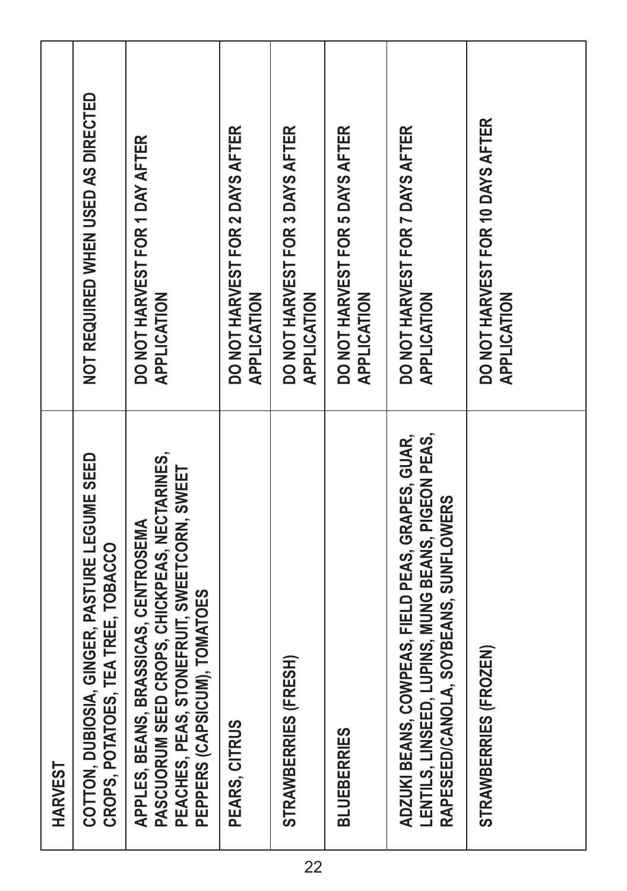| HARVEST | |
|---|---|
| COTTON, DUBIOSIA, GINGER, PASTURE LEGUME SEED CROPS, POTATOES, TEA TREE, TOBACCO | NOT REQUIRED WHEN USED AS DIRECTED |
| APPLES, BEANS, BRASSICAS, CENTROSEMA PASCUORUM SEED CROPS, CHICKPEAS, NECTARINES, PEACHES, PEAS, STONEFRUIT, SWEETCORN, SWEET PEPPERS (CAPSICUM), TOMATOES | DO NOT HARVEST FOR 1 DAY AFTER APPLICATION |
| PEARS, CITRUS | DO NOT HARVEST FOR 2 DAYS AFTER APPLICATION |
| STRAWBERRIES (FRESH) | DO NOT HARVEST FOR 3 DAYS AFTER APPLICATION |
| BLUEBERRIES | DO NOT HARVEST FOR 5 DAYS AFTER APPLICATION |
| ADZUKI BEANS, COWPEAS, FIELD PEAS, GRAPES, GUAR, LENTILS, LINSEED, LUPINS, MUNG BEANS, PIGEON PEAS, RAPESEED/CANOLA, SOYBEANS, SUNFLOWERS | DO NOT HARVEST FOR 7 DAYS AFTER APPLICATION |
| STRAWBERRIES (FROZEN) | DO NOT HARVEST FOR 10 DAYS AFTER APPLICATION |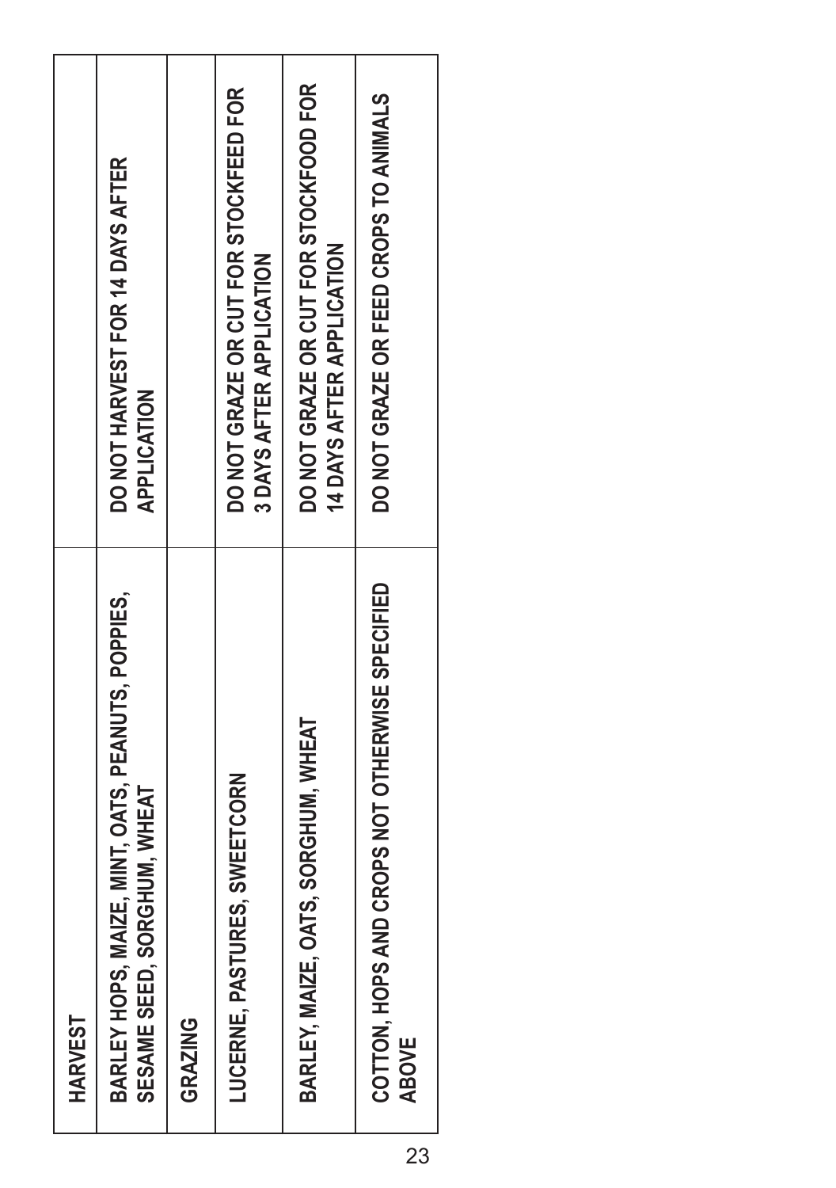| HARVEST | |
|---|---|
| BARLEY HOPS, MAIZE, MINT, OATS, PEANUTS, POPPIES, SESAME SEED, SORGHUM, WHEAT | DO NOT HARVEST FOR 14 DAYS AFTER APPLICATION |
| GRAZING | |
| LUCERNE, PASTURES, SWEETCORN | DO NOT GRAZE OR CUT FOR STOCKFEED FOR 3 DAYS AFTER APPLICATION |
| BARLEY, MAIZE, OATS, SORGHUM, WHEAT | DO NOT GRAZE OR CUT FOR STOCKFOOD FOR 14 DAYS AFTER APPLICATION |
| COTTON, HOPS AND CROPS NOT OTHERWISE SPECIFIED ABOVE | DO NOT GRAZE OR FEED CROPS TO ANIMALS |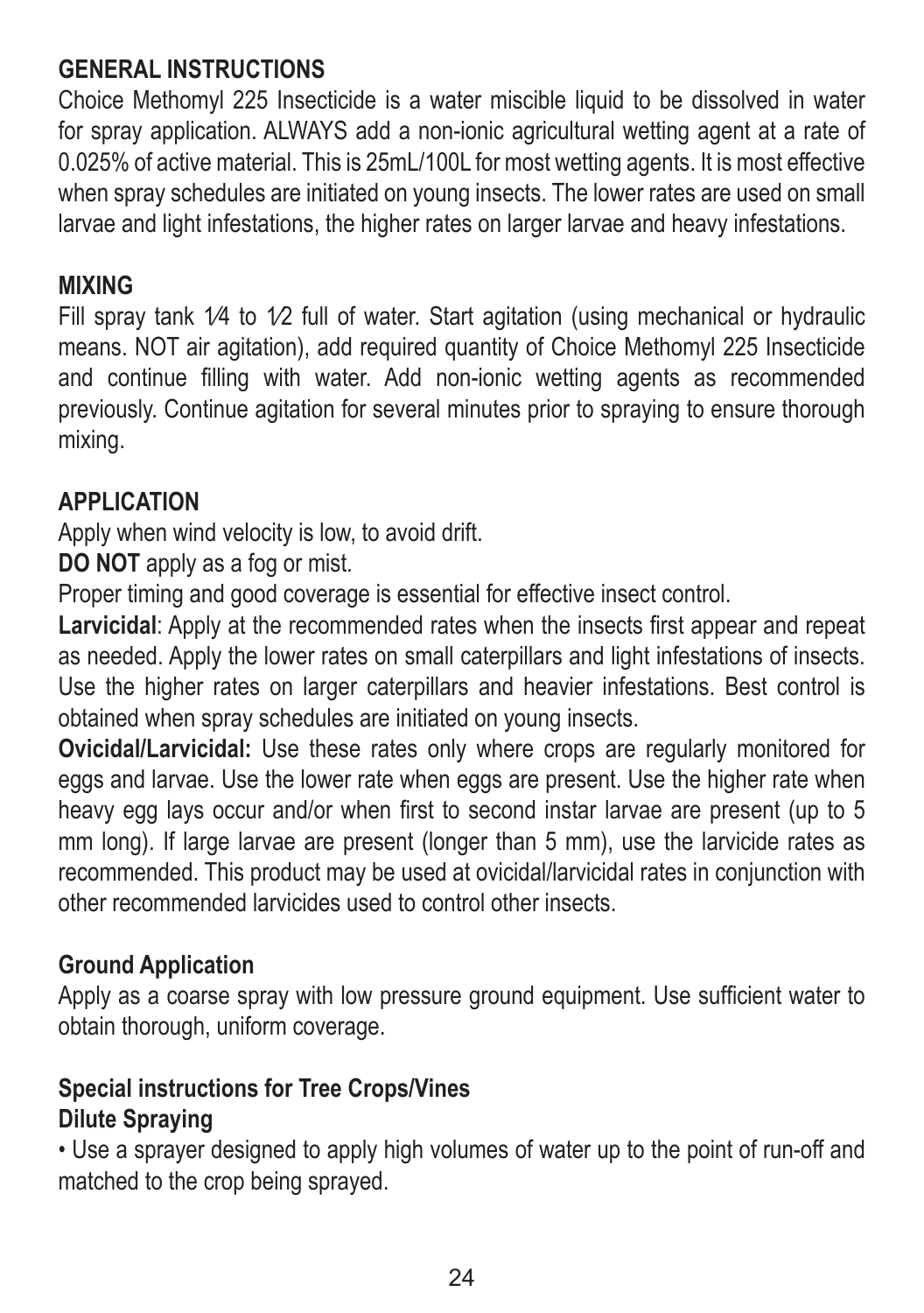## GENERAL INSTRUCTIONS

Choice Methomyl 225 Insecticide is a water miscible liquid to be dissolved in water for spray application. ALWAYS add a non-ionic agricultural wetting agent at a rate of 0.025% of active material. This is 25mL/100L for most wetting agents. It is most effective when spray schedules are initiated on young insects. The lower rates are used on small larvae and light infestations, the higher rates on larger larvae and heavy infestations.

## MIXING

Fill spray tank 1⁄4 to 1⁄2 full of water. Start agitation (using mechanical or hydraulic means. NOT air agitation), add required quantity of Choice Methomyl 225 Insecticide and continue filling with water. Add non-ionic wetting agents as recommended previously. Continue agitation for several minutes prior to spraying to ensure thorough mixing.

## APPLICATION

Apply when wind velocity is low, to avoid drift.

**DO NOT** apply as a fog or mist.

Proper timing and good coverage is essential for effective insect control.

**Larvicidal**: Apply at the recommended rates when the insects first appear and repeat as needed. Apply the lower rates on small caterpillars and light infestations of insects. Use the higher rates on larger caterpillars and heavier infestations. Best control is obtained when spray schedules are initiated on young insects.

**Ovicidal/Larvicidal:** Use these rates only where crops are regularly monitored for eggs and larvae. Use the lower rate when eggs are present. Use the higher rate when heavy egg lays occur and/or when first to second instar larvae are present (up to 5 mm long). If large larvae are present (longer than 5 mm), use the larvicide rates as recommended. This product may be used at ovicidal/larvicidal rates in conjunction with other recommended larvicides used to control other insects.

### Ground Application

Apply as a coarse spray with low pressure ground equipment. Use sufficient water to obtain thorough, uniform coverage.

### Special instructions for Tree Crops/Vines

**Dilute Spraying**

- Use a sprayer designed to apply high volumes of water up to the point of run-off and matched to the crop being sprayed.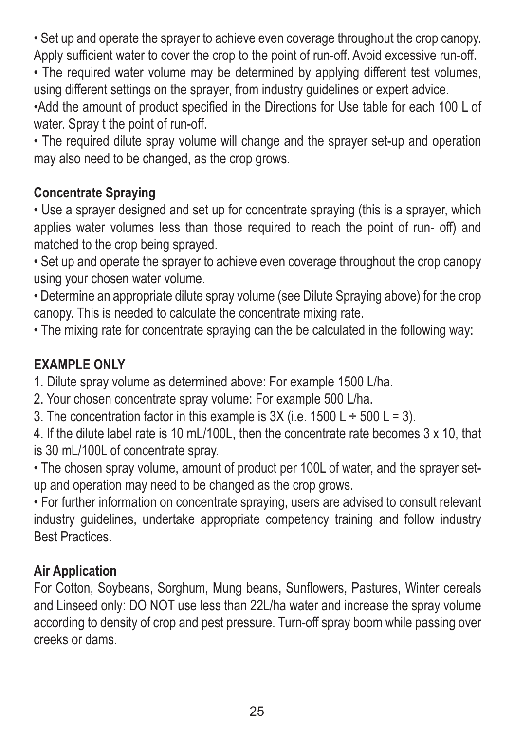- Set up and operate the sprayer to achieve even coverage throughout the crop canopy. Apply sufficient water to cover the crop to the point of run-off. Avoid excessive run-off.
- The required water volume may be determined by applying different test volumes, using different settings on the sprayer, from industry guidelines or expert advice.
- Add the amount of product specified in the Directions for Use table for each 100 L of water. Spray t the point of run-off.
- The required dilute spray volume will change and the sprayer set-up and operation may also need to be changed, as the crop grows.

**Concentrate Spraying**

- Use a sprayer designed and set up for concentrate spraying (this is a sprayer, which applies water volumes less than those required to reach the point of run- off) and matched to the crop being sprayed.
- Set up and operate the sprayer to achieve even coverage throughout the crop canopy using your chosen water volume.
- Determine an appropriate dilute spray volume (see Dilute Spraying above) for the crop canopy. This is needed to calculate the concentrate mixing rate.
- The mixing rate for concentrate spraying can the be calculated in the following way:

**EXAMPLE ONLY**

1. Dilute spray volume as determined above: For example 1500 L/ha.
2. Your chosen concentrate spray volume: For example 500 L/ha.
3. The concentration factor in this example is 3X (i.e. 1500 L ÷ 500 L = 3).
4. If the dilute label rate is 10 mL/100L, then the concentrate rate becomes 3 x 10, that is 30 mL/100L of concentrate spray.

- The chosen spray volume, amount of product per 100L of water, and the sprayer set-up and operation may need to be changed as the crop grows.
- For further information on concentrate spraying, users are advised to consult relevant industry guidelines, undertake appropriate competency training and follow industry Best Practices.

**Air Application**

For Cotton, Soybeans, Sorghum, Mung beans, Sunflowers, Pastures, Winter cereals and Linseed only: DO NOT use less than 22L/ha water and increase the spray volume according to density of crop and pest pressure. Turn-off spray boom while passing over creeks or dams.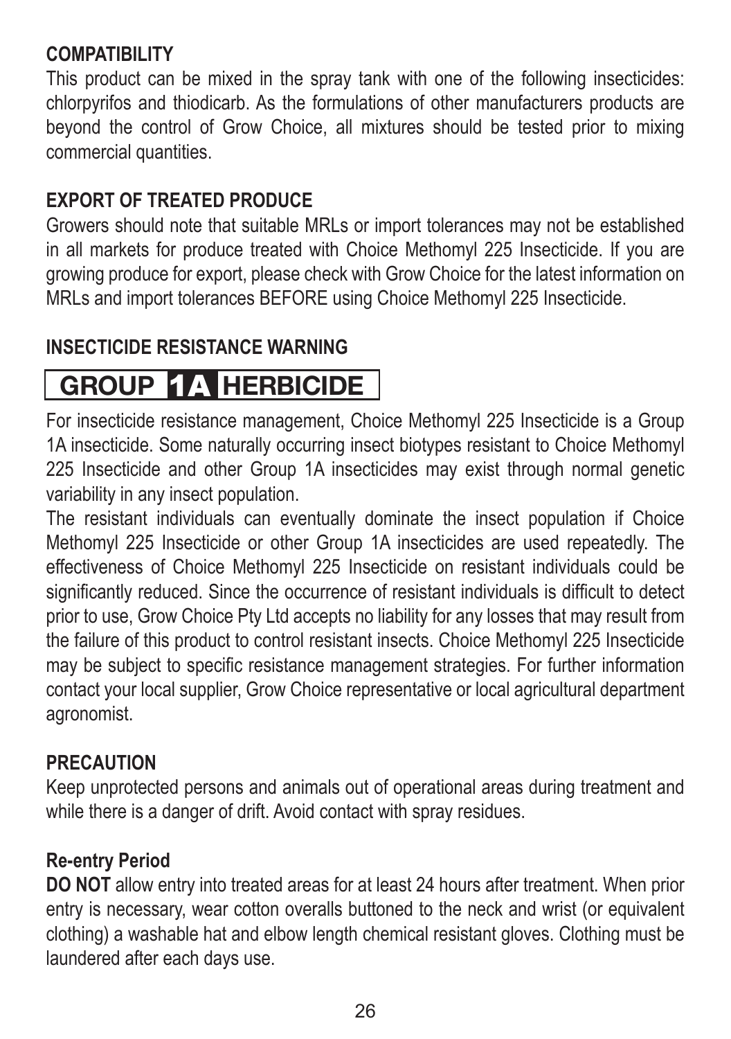**COMPATIBILITY**

This product can be mixed in the spray tank with one of the following insecticides: chlorpyrifos and thiodicarb. As the formulations of other manufacturers products are beyond the control of Grow Choice, all mixtures should be tested prior to mixing commercial quantities.

**EXPORT OF TREATED PRODUCE**

Growers should note that suitable MRLs or import tolerances may not be established in all markets for produce treated with Choice Methomyl 225 Insecticide. If you are growing produce for export, please check with Grow Choice for the latest information on MRLs and import tolerances BEFORE using Choice Methomyl 225 Insecticide.

**INSECTICIDE RESISTANCE WARNING**

**GROUP 1A HERBICIDE**

For insecticide resistance management, Choice Methomyl 225 Insecticide is a Group 1A insecticide. Some naturally occurring insect biotypes resistant to Choice Methomyl 225 Insecticide and other Group 1A insecticides may exist through normal genetic variability in any insect population.

The resistant individuals can eventually dominate the insect population if Choice Methomyl 225 Insecticide or other Group 1A insecticides are used repeatedly. The effectiveness of Choice Methomyl 225 Insecticide on resistant individuals could be significantly reduced. Since the occurrence of resistant individuals is difficult to detect prior to use, Grow Choice Pty Ltd accepts no liability for any losses that may result from the failure of this product to control resistant insects. Choice Methomyl 225 Insecticide may be subject to specific resistance management strategies. For further information contact your local supplier, Grow Choice representative or local agricultural department agronomist.

**PRECAUTION**

Keep unprotected persons and animals out of operational areas during treatment and while there is a danger of drift. Avoid contact with spray residues.

**Re-entry Period**

**DO NOT** allow entry into treated areas for at least 24 hours after treatment. When prior entry is necessary, wear cotton overalls buttoned to the neck and wrist (or equivalent clothing) a washable hat and elbow length chemical resistant gloves. Clothing must be laundered after each days use.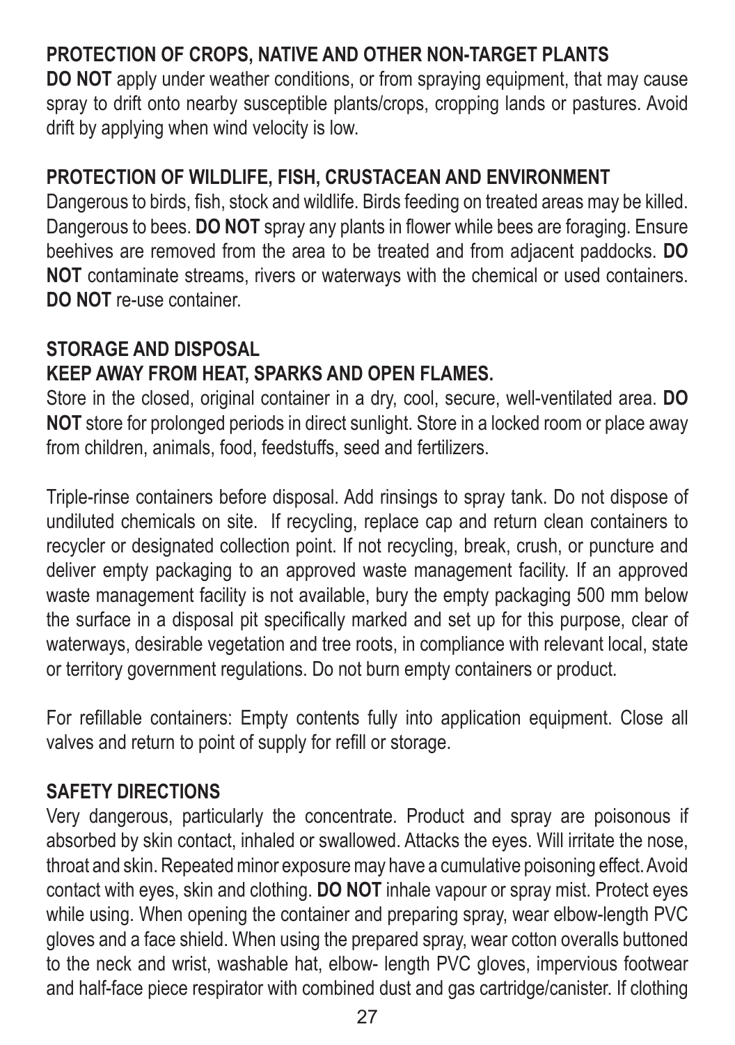## PROTECTION OF CROPS, NATIVE AND OTHER NON-TARGET PLANTS

**DO NOT** apply under weather conditions, or from spraying equipment, that may cause spray to drift onto nearby susceptible plants/crops, cropping lands or pastures. Avoid drift by applying when wind velocity is low.

## PROTECTION OF WILDLIFE, FISH, CRUSTACEAN AND ENVIRONMENT

Dangerous to birds, fish, stock and wildlife. Birds feeding on treated areas may be killed. Dangerous to bees. **DO NOT** spray any plants in flower while bees are foraging. Ensure beehives are removed from the area to be treated and from adjacent paddocks. **DO NOT** contaminate streams, rivers or waterways with the chemical or used containers. **DO NOT** re-use container.

## STORAGE AND DISPOSAL

**KEEP AWAY FROM HEAT, SPARKS AND OPEN FLAMES.**

Store in the closed, original container in a dry, cool, secure, well-ventilated area. **DO NOT** store for prolonged periods in direct sunlight. Store in a locked room or place away from children, animals, food, feedstuffs, seed and fertilizers.

Triple-rinse containers before disposal. Add rinsings to spray tank. Do not dispose of undiluted chemicals on site. If recycling, replace cap and return clean containers to recycler or designated collection point. If not recycling, break, crush, or puncture and deliver empty packaging to an approved waste management facility. If an approved waste management facility is not available, bury the empty packaging 500 mm below the surface in a disposal pit specifically marked and set up for this purpose, clear of waterways, desirable vegetation and tree roots, in compliance with relevant local, state or territory government regulations. Do not burn empty containers or product.

For refillable containers: Empty contents fully into application equipment. Close all valves and return to point of supply for refill or storage.

## SAFETY DIRECTIONS

Very dangerous, particularly the concentrate. Product and spray are poisonous if absorbed by skin contact, inhaled or swallowed. Attacks the eyes. Will irritate the nose, throat and skin. Repeated minor exposure may have a cumulative poisoning effect. Avoid contact with eyes, skin and clothing. **DO NOT** inhale vapour or spray mist. Protect eyes while using. When opening the container and preparing spray, wear elbow-length PVC gloves and a face shield. When using the prepared spray, wear cotton overalls buttoned to the neck and wrist, washable hat, elbow- length PVC gloves, impervious footwear and half-face piece respirator with combined dust and gas cartridge/canister. If clothing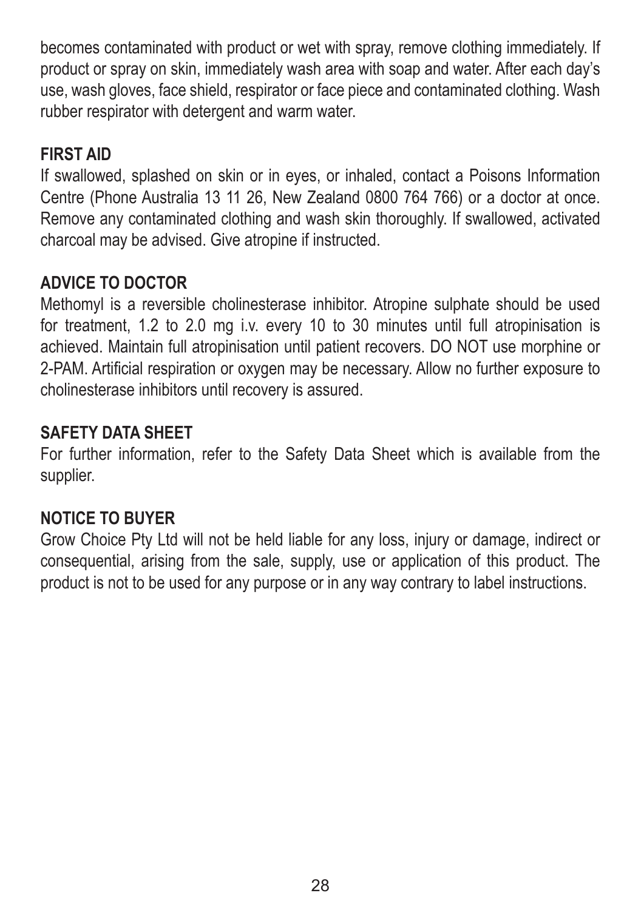becomes contaminated with product or wet with spray, remove clothing immediately. If product or spray on skin, immediately wash area with soap and water. After each day's use, wash gloves, face shield, respirator or face piece and contaminated clothing. Wash rubber respirator with detergent and warm water.

## FIRST AID

If swallowed, splashed on skin or in eyes, or inhaled, contact a Poisons Information Centre (Phone Australia 13 11 26, New Zealand 0800 764 766) or a doctor at once. Remove any contaminated clothing and wash skin thoroughly. If swallowed, activated charcoal may be advised. Give atropine if instructed.

## ADVICE TO DOCTOR

Methomyl is a reversible cholinesterase inhibitor. Atropine sulphate should be used for treatment, 1.2 to 2.0 mg i.v. every 10 to 30 minutes until full atropinisation is achieved. Maintain full atropinisation until patient recovers. DO NOT use morphine or 2-PAM. Artificial respiration or oxygen may be necessary. Allow no further exposure to cholinesterase inhibitors until recovery is assured.

## SAFETY DATA SHEET

For further information, refer to the Safety Data Sheet which is available from the supplier.

## NOTICE TO BUYER

Grow Choice Pty Ltd will not be held liable for any loss, injury or damage, indirect or consequential, arising from the sale, supply, use or application of this product. The product is not to be used for any purpose or in any way contrary to label instructions.